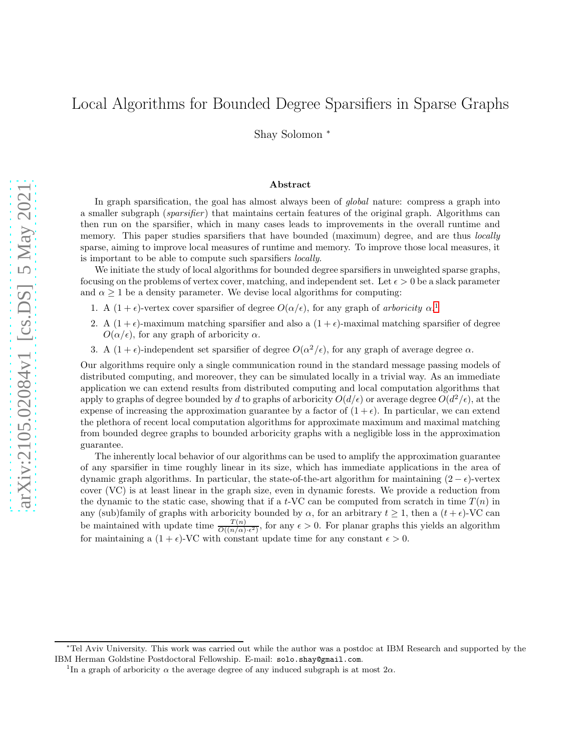# Local Algorithms for Bounded Degree Sparsifiers in Sparse Graphs

Shay Solomon [*]

## Abstract

In graph sparsification, the goal has almost always been of *global* nature: compress a graph into a smaller subgraph (*sparsifier*) that maintains certain features of the original graph. Algorithms can then run on the sparsifier, which in many cases leads to improvements in the overall runtime and memory. This paper studies sparsifiers that have bounded (maximum) degree, and are thus *locally* sparse, aiming to improve local measures of runtime and memory. To improve those local measures, it is important to be able to compute such sparsifiers *locally*.

We initiate the study of local algorithms for bounded degree sparsifiers in unweighted sparse graphs, focusing on the problems of vertex cover, matching, and independent set. Let $\epsilon > 0$ be a slack parameter and $\alpha \geq 1$ be a density parameter. We devise local algorithms for computing:

1. A $(1+\epsilon)$-vertex cover sparsifier of degree $O(\alpha/\epsilon)$, for any graph of *arboricity* $\alpha$.[1]
2. A $(1+\epsilon)$-maximum matching sparsifier and also a $(1+\epsilon)$-maximal matching sparsifier of degree $O(\alpha/\epsilon)$, for any graph of arboricity $\alpha$.
3. A $(1+\epsilon)$-independent set sparsifier of degree $O(\alpha^2/\epsilon)$, for any graph of average degree $\alpha$.

Our algorithms require only a single communication round in the standard message passing models of distributed computing, and moreover, they can be simulated locally in a trivial way. As an immediate application we can extend results from distributed computing and local computation algorithms that apply to graphs of degree bounded by $d$ to graphs of arboricity $O(d/\epsilon)$ or average degree $O(d^2/\epsilon)$, at the expense of increasing the approximation guarantee by a factor of $(1+\epsilon)$. In particular, we can extend the plethora of recent local computation algorithms for approximate maximum and maximal matching from bounded degree graphs to bounded arboricity graphs with a negligible loss in the approximation guarantee.

The inherently local behavior of our algorithms can be used to amplify the approximation guarantee of any sparsifier in time roughly linear in its size, which has immediate applications in the area of dynamic graph algorithms. In particular, the state-of-the-art algorithm for maintaining $(2-\epsilon)$-vertex cover (VC) is at least linear in the graph size, even in dynamic forests. We provide a reduction from the dynamic to the static case, showing that if a $t$-VC can be computed from scratch in time $T(n)$ in any (sub)family of graphs with arboricity bounded by $\alpha$, for an arbitrary $t \geq 1$, then a $(t+\epsilon)$-VC can be maintained with update time $\frac{T(n)}{O((n/\alpha)\cdot\epsilon^2)}$, for any $\epsilon > 0$. For planar graphs this yields an algorithm for maintaining a $(1+\epsilon)$-VC with constant update time for any constant $\epsilon > 0$.

---

[*] Tel Aviv University. This work was carried out while the author was a postdoc at IBM Research and supported by the IBM Herman Goldstine Postdoctoral Fellowship. E-mail: solo.shay@gmail.com.

[1] In a graph of arboricity $\alpha$ the average degree of any induced subgraph is at most $2\alpha$.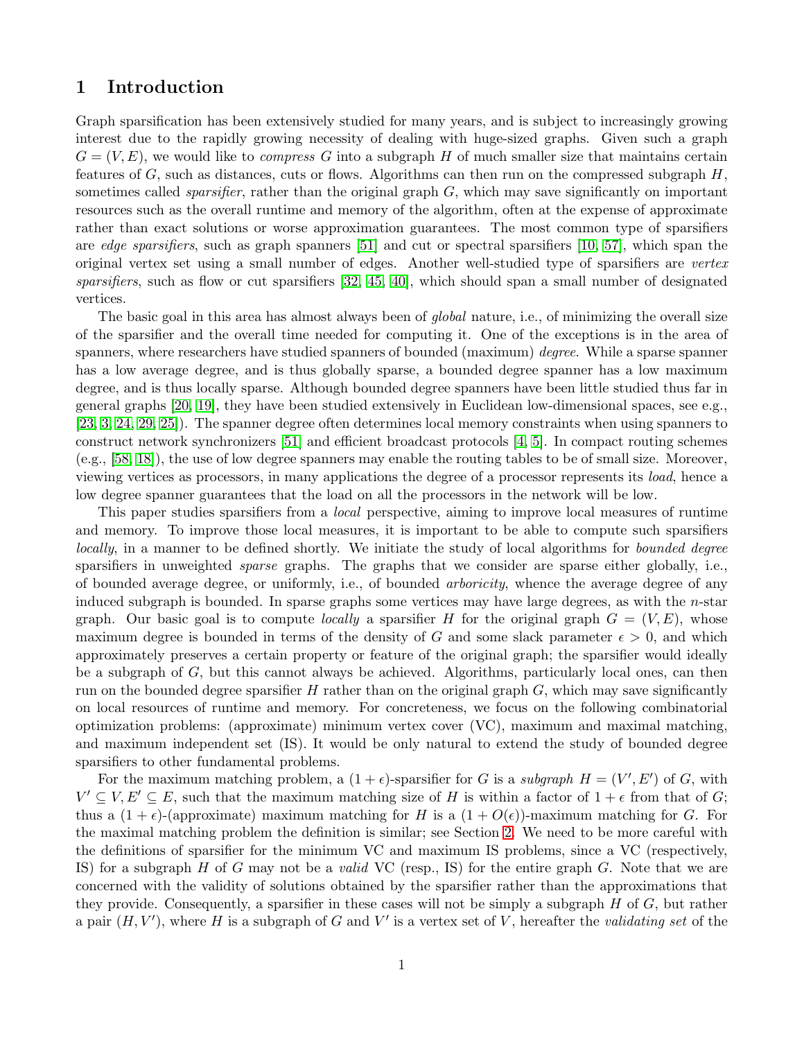# 1 Introduction

Graph sparsification has been extensively studied for many years, and is subject to increasingly growing interest due to the rapidly growing necessity of dealing with huge-sized graphs. Given such a graph $G = (V, E)$, we would like to *compress* $G$ into a subgraph $H$ of much smaller size that maintains certain features of $G$, such as distances, cuts or flows. Algorithms can then run on the compressed subgraph $H$, sometimes called *sparsifier*, rather than the original graph $G$, which may save significantly on important resources such as the overall runtime and memory of the algorithm, often at the expense of approximate rather than exact solutions or worse approximation guarantees. The most common type of sparsifiers are *edge sparsifiers*, such as graph spanners [51] and cut or spectral sparsifiers [10, 57], which span the original vertex set using a small number of edges. Another well-studied type of sparsifiers are *vertex sparsifiers*, such as flow or cut sparsifiers [32, 45, 40], which should span a small number of designated vertices.

The basic goal in this area has almost always been of *global* nature, i.e., of minimizing the overall size of the sparsifier and the overall time needed for computing it. One of the exceptions is in the area of spanners, where researchers have studied spanners of bounded (maximum) *degree*. While a sparse spanner has a low average degree, and is thus globally sparse, a bounded degree spanner has a low maximum degree, and is thus locally sparse. Although bounded degree spanners have been little studied thus far in general graphs [20, 19], they have been studied extensively in Euclidean low-dimensional spaces, see e.g., [23, 3, 24, 29, 25]). The spanner degree often determines local memory constraints when using spanners to construct network synchronizers [51] and efficient broadcast protocols [4, 5]. In compact routing schemes (e.g., [58, 18]), the use of low degree spanners may enable the routing tables to be of small size. Moreover, viewing vertices as processors, in many applications the degree of a processor represents its *load*, hence a low degree spanner guarantees that the load on all the processors in the network will be low.

This paper studies sparsifiers from a *local* perspective, aiming to improve local measures of runtime and memory. To improve those local measures, it is important to be able to compute such sparsifiers *locally*, in a manner to be defined shortly. We initiate the study of local algorithms for *bounded degree* sparsifiers in unweighted *sparse* graphs. The graphs that we consider are sparse either globally, i.e., of bounded average degree, or uniformly, i.e., of bounded *arboricity*, whence the average degree of any induced subgraph is bounded. In sparse graphs some vertices may have large degrees, as with the $n$-star graph. Our basic goal is to compute *locally* a sparsifier $H$ for the original graph $G = (V, E)$, whose maximum degree is bounded in terms of the density of $G$ and some slack parameter $\epsilon > 0$, and which approximately preserves a certain property or feature of the original graph; the sparsifier would ideally be a subgraph of $G$, but this cannot always be achieved. Algorithms, particularly local ones, can then run on the bounded degree sparsifier $H$ rather than on the original graph $G$, which may save significantly on local resources of runtime and memory. For concreteness, we focus on the following combinatorial optimization problems: (approximate) minimum vertex cover (VC), maximum and maximal matching, and maximum independent set (IS). It would be only natural to extend the study of bounded degree sparsifiers to other fundamental problems.

For the maximum matching problem, a $(1+\epsilon)$-sparsifier for $G$ is a *subgraph* $H = (V', E')$ of $G$, with $V' \subseteq V, E' \subseteq E$, such that the maximum matching size of $H$ is within a factor of $1+\epsilon$ from that of $G$; thus a $(1+\epsilon)$-(approximate) maximum matching for $H$ is a $(1+O(\epsilon))$-maximum matching for $G$. For the maximal matching problem the definition is similar; see Section 2. We need to be more careful with the definitions of sparsifier for the minimum VC and maximum IS problems, since a VC (respectively, IS) for a subgraph $H$ of $G$ may not be a *valid* VC (resp., IS) for the entire graph $G$. Note that we are concerned with the validity of solutions obtained by the sparsifier rather than the approximations that they provide. Consequently, a sparsifier in these cases will not be simply a subgraph $H$ of $G$, but rather a pair $(H, V')$, where $H$ is a subgraph of $G$ and $V'$ is a vertex set of $V$, hereafter the *validating set* of the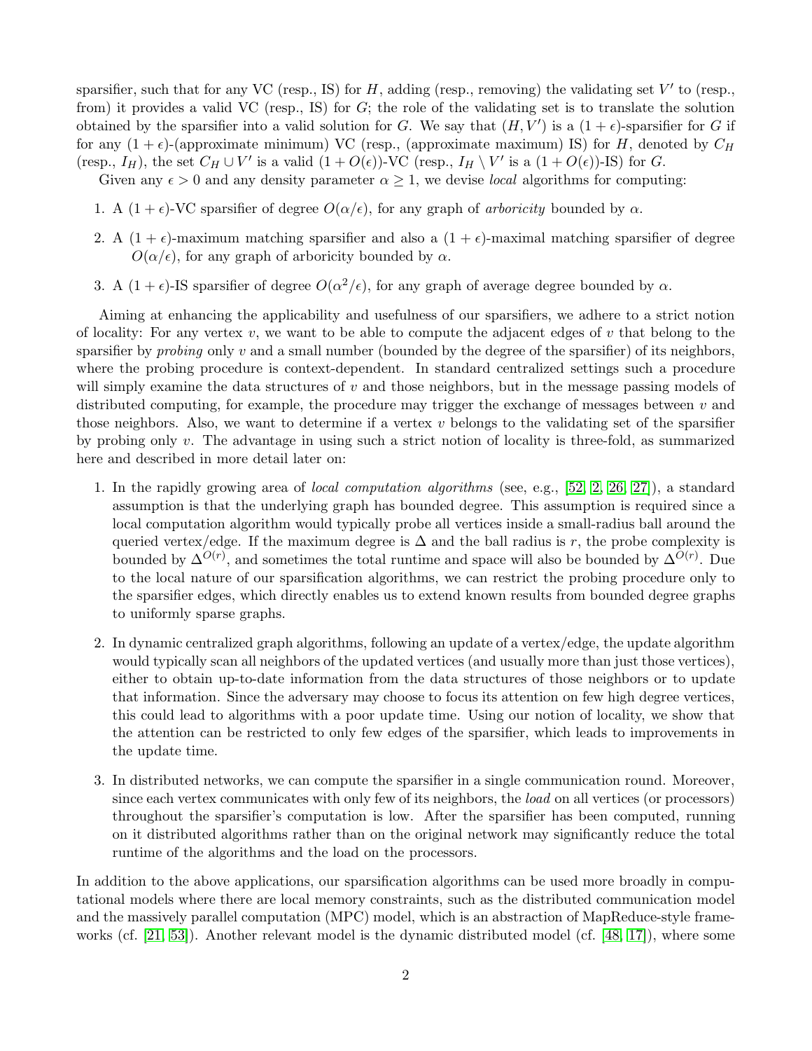sparsifier, such that for any VC (resp., IS) for $H$, adding (resp., removing) the validating set $V'$ to (resp., from) it provides a valid VC (resp., IS) for $G$; the role of the validating set is to translate the solution obtained by the sparsifier into a valid solution for $G$. We say that $(H, V')$ is a $(1+\epsilon)$-sparsifier for $G$ if for any $(1+\epsilon)$-(approximate minimum) VC (resp., (approximate maximum) IS) for $H$, denoted by $C_H$ (resp., $I_H$), the set $C_H \cup V'$ is a valid $(1+O(\epsilon))$-VC (resp., $I_H \setminus V'$ is a $(1+O(\epsilon))$-IS) for $G$.

Given any $\epsilon > 0$ and any density parameter $\alpha \geq 1$, we devise *local* algorithms for computing:

1. A $(1+\epsilon)$-VC sparsifier of degree $O(\alpha/\epsilon)$, for any graph of *arboricity* bounded by $\alpha$.
2. A $(1+\epsilon)$-maximum matching sparsifier and also a $(1+\epsilon)$-maximal matching sparsifier of degree $O(\alpha/\epsilon)$, for any graph of arboricity bounded by $\alpha$.
3. A $(1+\epsilon)$-IS sparsifier of degree $O(\alpha^2/\epsilon)$, for any graph of average degree bounded by $\alpha$.

Aiming at enhancing the applicability and usefulness of our sparsifiers, we adhere to a strict notion of locality: For any vertex $v$, we want to be able to compute the adjacent edges of $v$ that belong to the sparsifier by *probing* only $v$ and a small number (bounded by the degree of the sparsifier) of its neighbors, where the probing procedure is context-dependent. In standard centralized settings such a procedure will simply examine the data structures of $v$ and those neighbors, but in the message passing models of distributed computing, for example, the procedure may trigger the exchange of messages between $v$ and those neighbors. Also, we want to determine if a vertex $v$ belongs to the validating set of the sparsifier by probing only $v$. The advantage in using such a strict notion of locality is three-fold, as summarized here and described in more detail later on:

1. In the rapidly growing area of *local computation algorithms* (see, e.g., [52, 2, 26, 27]), a standard assumption is that the underlying graph has bounded degree. This assumption is required since a local computation algorithm would typically probe all vertices inside a small-radius ball around the queried vertex/edge. If the maximum degree is $\Delta$ and the ball radius is $r$, the probe complexity is bounded by $\Delta^{O(r)}$, and sometimes the total runtime and space will also be bounded by $\Delta^{O(r)}$. Due to the local nature of our sparsification algorithms, we can restrict the probing procedure only to the sparsifier edges, which directly enables us to extend known results from bounded degree graphs to uniformly sparse graphs.
2. In dynamic centralized graph algorithms, following an update of a vertex/edge, the update algorithm would typically scan all neighbors of the updated vertices (and usually more than just those vertices), either to obtain up-to-date information from the data structures of those neighbors or to update that information. Since the adversary may choose to focus its attention on few high degree vertices, this could lead to algorithms with a poor update time. Using our notion of locality, we show that the attention can be restricted to only few edges of the sparsifier, which leads to improvements in the update time.
3. In distributed networks, we can compute the sparsifier in a single communication round. Moreover, since each vertex communicates with only few of its neighbors, the *load* on all vertices (or processors) throughout the sparsifier's computation is low. After the sparsifier has been computed, running on it distributed algorithms rather than on the original network may significantly reduce the total runtime of the algorithms and the load on the processors.

In addition to the above applications, our sparsification algorithms can be used more broadly in computational models where there are local memory constraints, such as the distributed communication model and the massively parallel computation (MPC) model, which is an abstraction of MapReduce-style frameworks (cf. [21, 53]). Another relevant model is the dynamic distributed model (cf. [48, 17]), where some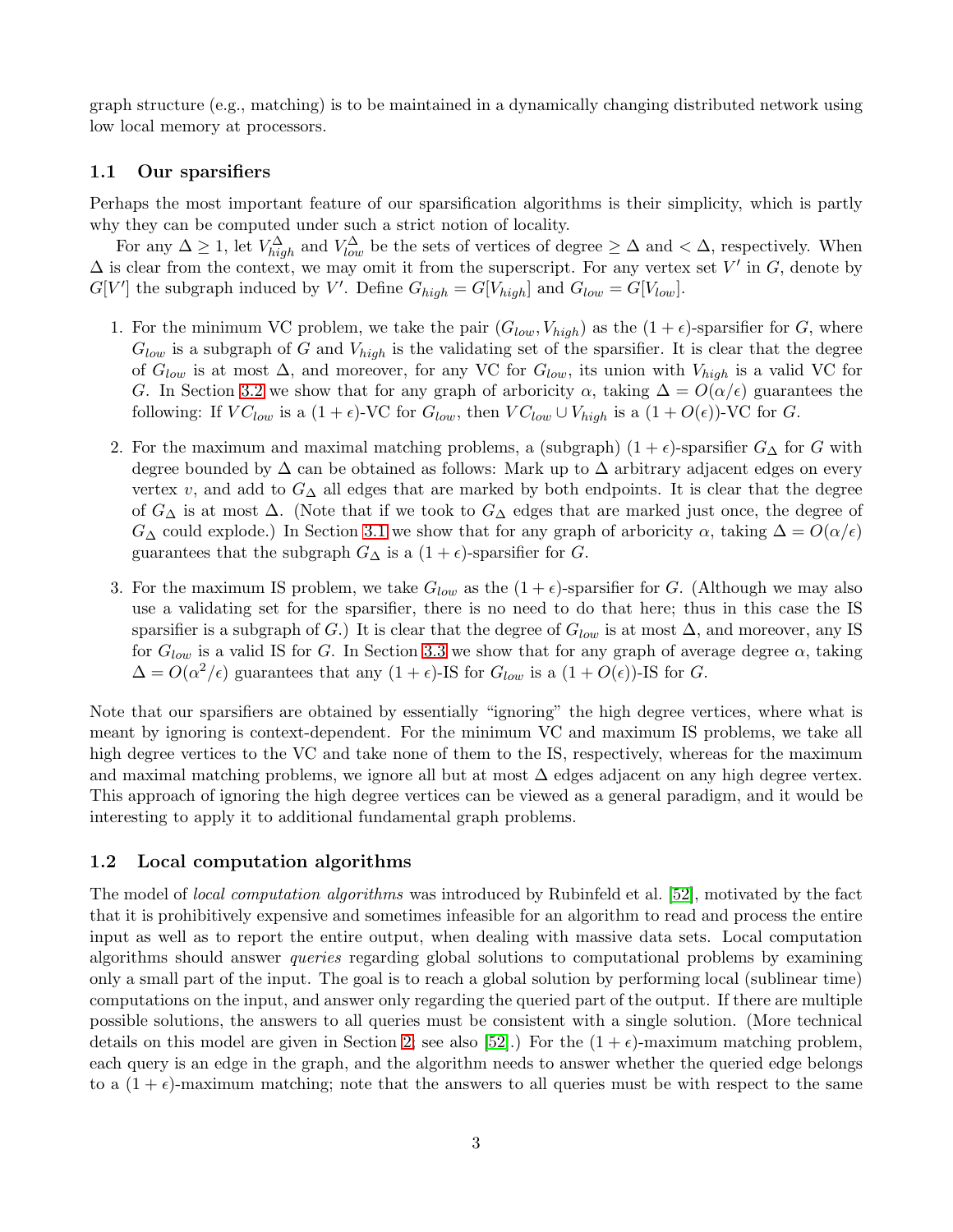graph structure (e.g., matching) is to be maintained in a dynamically changing distributed network using low local memory at processors.

### 1.1 Our sparsifiers

Perhaps the most important feature of our sparsification algorithms is their simplicity, which is partly why they can be computed under such a strict notion of locality.

For any $\Delta \geq 1$, let $V_{high}^{\Delta}$ and $V_{low}^{\Delta}$ be the sets of vertices of degree $\geq \Delta$ and $< \Delta$, respectively. When $\Delta$ is clear from the context, we may omit it from the superscript. For any vertex set $V'$ in $G$, denote by $G[V']$ the subgraph induced by $V'$. Define $G_{high} = G[V_{high}]$ and $G_{low} = G[V_{low}]$.

1. For the minimum VC problem, we take the pair $(G_{low}, V_{high})$ as the $(1+\epsilon)$-sparsifier for $G$, where $G_{low}$ is a subgraph of $G$ and $V_{high}$ is the validating set of the sparsifier. It is clear that the degree of $G_{low}$ is at most $\Delta$, and moreover, for any VC for $G_{low}$, its union with $V_{high}$ is a valid VC for $G$. In Section 3.2 we show that for any graph of arboricity $\alpha$, taking $\Delta = O(\alpha/\epsilon)$ guarantees the following: If $VC_{low}$ is a $(1+\epsilon)$-VC for $G_{low}$, then $VC_{low} \cup V_{high}$ is a $(1+O(\epsilon))$-VC for $G$.

2. For the maximum and maximal matching problems, a (subgraph) $(1+\epsilon)$-sparsifier $G_{\Delta}$ for $G$ with degree bounded by $\Delta$ can be obtained as follows: Mark up to $\Delta$ arbitrary adjacent edges on every vertex $v$, and add to $G_{\Delta}$ all edges that are marked by both endpoints. It is clear that the degree of $G_{\Delta}$ is at most $\Delta$. (Note that if we took to $G_{\Delta}$ edges that are marked just once, the degree of $G_{\Delta}$ could explode.) In Section 3.1 we show that for any graph of arboricity $\alpha$, taking $\Delta = O(\alpha/\epsilon)$ guarantees that the subgraph $G_{\Delta}$ is a $(1+\epsilon)$-sparsifier for $G$.

3. For the maximum IS problem, we take $G_{low}$ as the $(1+\epsilon)$-sparsifier for $G$. (Although we may also use a validating set for the sparsifier, there is no need to do that here; thus in this case the IS sparsifier is a subgraph of $G$.) It is clear that the degree of $G_{low}$ is at most $\Delta$, and moreover, any IS for $G_{low}$ is a valid IS for $G$. In Section 3.3 we show that for any graph of average degree $\alpha$, taking $\Delta = O(\alpha^2/\epsilon)$ guarantees that any $(1+\epsilon)$-IS for $G_{low}$ is a $(1+O(\epsilon))$-IS for $G$.

Note that our sparsifiers are obtained by essentially "ignoring" the high degree vertices, where what is meant by ignoring is context-dependent. For the minimum VC and maximum IS problems, we take all high degree vertices to the VC and take none of them to the IS, respectively, whereas for the maximum and maximal matching problems, we ignore all but at most $\Delta$ edges adjacent on any high degree vertex. This approach of ignoring the high degree vertices can be viewed as a general paradigm, and it would be interesting to apply it to additional fundamental graph problems.

### 1.2 Local computation algorithms

The model of *local computation algorithms* was introduced by Rubinfeld et al. [52], motivated by the fact that it is prohibitively expensive and sometimes infeasible for an algorithm to read and process the entire input as well as to report the entire output, when dealing with massive data sets. Local computation algorithms should answer *queries* regarding global solutions to computational problems by examining only a small part of the input. The goal is to reach a global solution by performing local (sublinear time) computations on the input, and answer only regarding the queried part of the output. If there are multiple possible solutions, the answers to all queries must be consistent with a single solution. (More technical details on this model are given in Section 2; see also [52].) For the $(1+\epsilon)$-maximum matching problem, each query is an edge in the graph, and the algorithm needs to answer whether the queried edge belongs to a $(1+\epsilon)$-maximum matching; note that the answers to all queries must be with respect to the same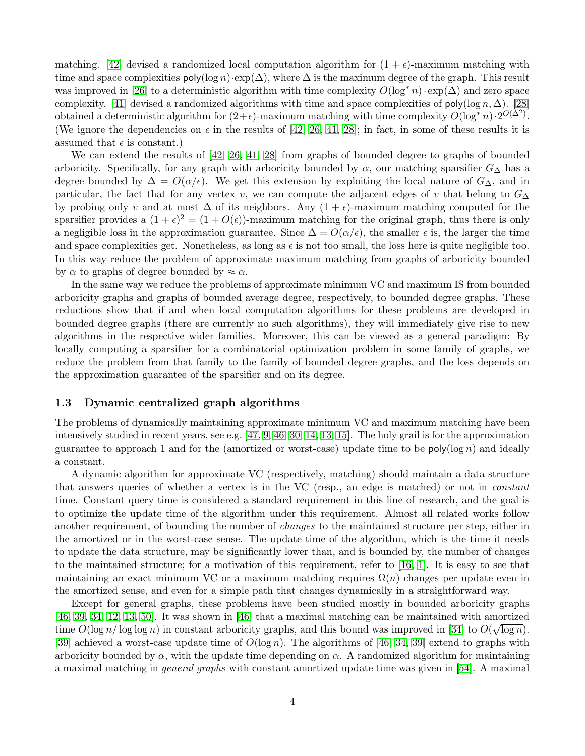matching. [42] devised a randomized local computation algorithm for $(1+\epsilon)$-maximum matching with time and space complexities $\mathsf{poly}(\log n)\cdot\exp(\Delta)$, where $\Delta$ is the maximum degree of the graph. This result was improved in [26] to a deterministic algorithm with time complexity $O(\log^* n)\cdot\exp(\Delta)$ and zero space complexity. [41] devised a randomized algorithms with time and space complexities of $\mathsf{poly}(\log n, \Delta)$. [28] obtained a deterministic algorithm for $(2+\epsilon)$-maximum matching with time complexity $O(\log^* n)\cdot 2^{O(\Delta^2)}$. (We ignore the dependencies on $\epsilon$ in the results of [42, 26, 41, 28]; in fact, in some of these results it is assumed that $\epsilon$ is constant.)

We can extend the results of [42, 26, 41, 28] from graphs of bounded degree to graphs of bounded arboricity. Specifically, for any graph with arboricity bounded by $\alpha$, our matching sparsifier $G_\Delta$ has a degree bounded by $\Delta = O(\alpha/\epsilon)$. We get this extension by exploiting the local nature of $G_\Delta$, and in particular, the fact that for any vertex $v$, we can compute the adjacent edges of $v$ that belong to $G_\Delta$ by probing only $v$ and at most $\Delta$ of its neighbors. Any $(1+\epsilon)$-maximum matching computed for the sparsifier provides a $(1+\epsilon)^2 = (1+O(\epsilon))$-maximum matching for the original graph, thus there is only a negligible loss in the approximation guarantee. Since $\Delta = O(\alpha/\epsilon)$, the smaller $\epsilon$ is, the larger the time and space complexities get. Nonetheless, as long as $\epsilon$ is not too small, the loss here is quite negligible too. In this way reduce the problem of approximate maximum matching from graphs of arboricity bounded by $\alpha$ to graphs of degree bounded by $\approx \alpha$.

In the same way we reduce the problems of approximate minimum VC and maximum IS from bounded arboricity graphs and graphs of bounded average degree, respectively, to bounded degree graphs. These reductions show that if and when local computation algorithms for these problems are developed in bounded degree graphs (there are currently no such algorithms), they will immediately give rise to new algorithms in the respective wider families. Moreover, this can be viewed as a general paradigm: By locally computing a sparsifier for a combinatorial optimization problem in some family of graphs, we reduce the problem from that family to the family of bounded degree graphs, and the loss depends on the approximation guarantee of the sparsifier and on its degree.

### 1.3 Dynamic centralized graph algorithms

The problems of dynamically maintaining approximate minimum VC and maximum matching have been intensively studied in recent years, see e.g. [47, 9, 46, 30, 14, 13, 15]. The holy grail is for the approximation guarantee to approach 1 and for the (amortized or worst-case) update time to be $\mathsf{poly}(\log n)$ and ideally a constant.

A dynamic algorithm for approximate VC (respectively, matching) should maintain a data structure that answers queries of whether a vertex is in the VC (resp., an edge is matched) or not in *constant* time. Constant query time is considered a standard requirement in this line of research, and the goal is to optimize the update time of the algorithm under this requirement. Almost all related works follow another requirement, of bounding the number of *changes* to the maintained structure per step, either in the amortized or in the worst-case sense. The update time of the algorithm, which is the time it needs to update the data structure, may be significantly lower than, and is bounded by, the number of changes to the maintained structure; for a motivation of this requirement, refer to [16, 1]. It is easy to see that maintaining an exact minimum VC or a maximum matching requires $\Omega(n)$ changes per update even in the amortized sense, and even for a simple path that changes dynamically in a straightforward way.

Except for general graphs, these problems have been studied mostly in bounded arboricity graphs [46, 39, 34, 12, 13, 50]. It was shown in [46] that a maximal matching can be maintained with amortized time $O(\log n/\log\log n)$ in constant arboricity graphs, and this bound was improved in [34] to $O(\sqrt{\log n})$. [39] achieved a worst-case update time of $O(\log n)$. The algorithms of [46, 34, 39] extend to graphs with arboricity bounded by $\alpha$, with the update time depending on $\alpha$. A randomized algorithm for maintaining a maximal matching in *general graphs* with constant amortized update time was given in [54]. A maximal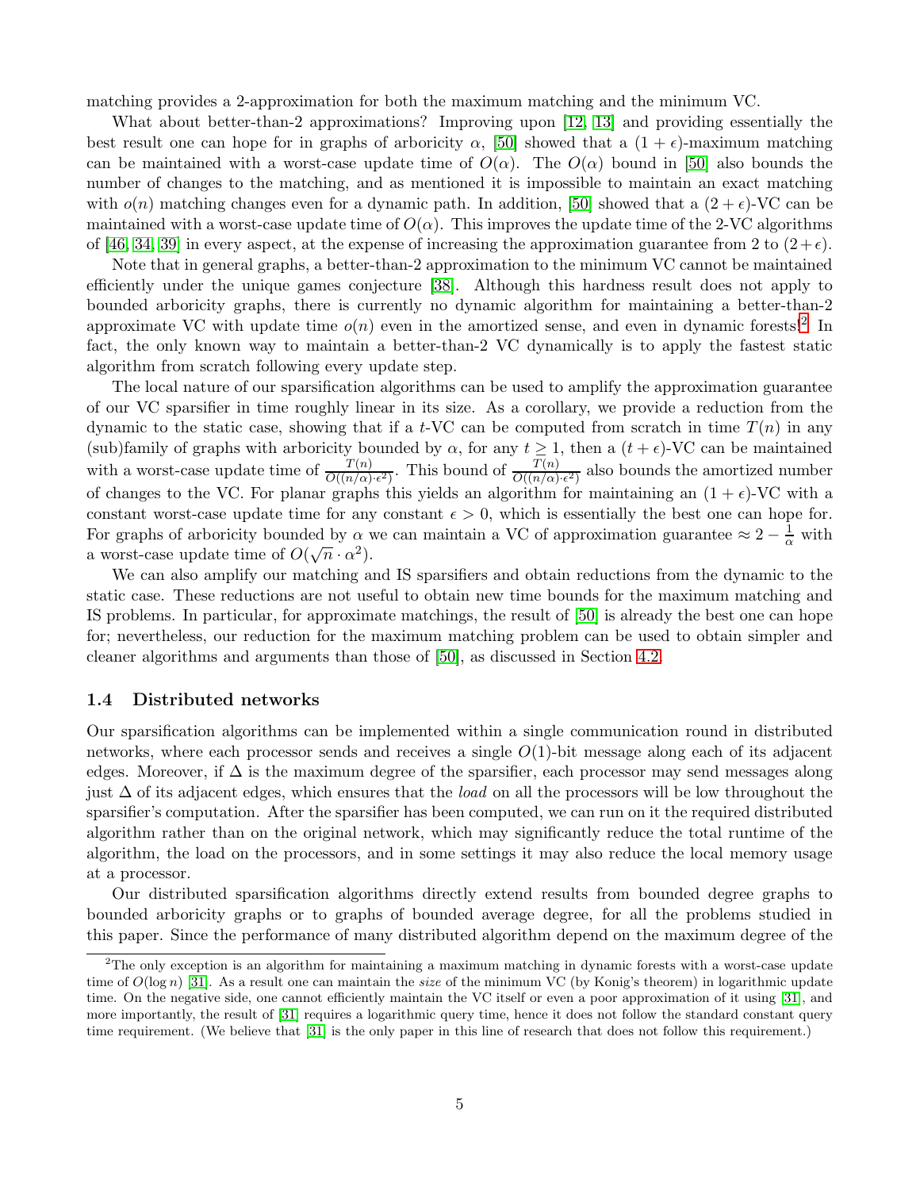matching provides a 2-approximation for both the maximum matching and the minimum VC.

What about better-than-2 approximations? Improving upon [12, 13] and providing essentially the best result one can hope for in graphs of arboricity $\alpha$, [50] showed that a $(1+\epsilon)$-maximum matching can be maintained with a worst-case update time of $O(\alpha)$. The $O(\alpha)$ bound in [50] also bounds the number of changes to the matching, and as mentioned it is impossible to maintain an exact matching with $o(n)$ matching changes even for a dynamic path. In addition, [50] showed that a $(2+\epsilon)$-VC can be maintained with a worst-case update time of $O(\alpha)$. This improves the update time of the 2-VC algorithms of [46, 34, 39] in every aspect, at the expense of increasing the approximation guarantee from 2 to $(2+\epsilon)$.

Note that in general graphs, a better-than-2 approximation to the minimum VC cannot be maintained efficiently under the unique games conjecture [38]. Although this hardness result does not apply to bounded arboricity graphs, there is currently no dynamic algorithm for maintaining a better-than-2 approximate VC with update time $o(n)$ even in the amortized sense, and even in dynamic forests![2] In fact, the only known way to maintain a better-than-2 VC dynamically is to apply the fastest static algorithm from scratch following every update step.

The local nature of our sparsification algorithms can be used to amplify the approximation guarantee of our VC sparsifier in time roughly linear in its size. As a corollary, we provide a reduction from the dynamic to the static case, showing that if a $t$-VC can be computed from scratch in time $T(n)$ in any (sub)family of graphs with arboricity bounded by $\alpha$, for any $t \geq 1$, then a $(t+\epsilon)$-VC can be maintained with a worst-case update time of $\frac{T(n)}{O((n/\alpha)\cdot\epsilon^2)}$. This bound of $\frac{T(n)}{O((n/\alpha)\cdot\epsilon^2)}$ also bounds the amortized number of changes to the VC. For planar graphs this yields an algorithm for maintaining an $(1+\epsilon)$-VC with a constant worst-case update time for any constant $\epsilon > 0$, which is essentially the best one can hope for. For graphs of arboricity bounded by $\alpha$ we can maintain a VC of approximation guarantee $\approx 2 - \frac{1}{\alpha}$ with a worst-case update time of $O(\sqrt{n}\cdot\alpha^2)$.

We can also amplify our matching and IS sparsifiers and obtain reductions from the dynamic to the static case. These reductions are not useful to obtain new time bounds for the maximum matching and IS problems. In particular, for approximate matchings, the result of [50] is already the best one can hope for; nevertheless, our reduction for the maximum matching problem can be used to obtain simpler and cleaner algorithms and arguments than those of [50], as discussed in Section 4.2.

### 1.4 Distributed networks

Our sparsification algorithms can be implemented within a single communication round in distributed networks, where each processor sends and receives a single $O(1)$-bit message along each of its adjacent edges. Moreover, if $\Delta$ is the maximum degree of the sparsifier, each processor may send messages along just $\Delta$ of its adjacent edges, which ensures that the *load* on all the processors will be low throughout the sparsifier's computation. After the sparsifier has been computed, we can run on it the required distributed algorithm rather than on the original network, which may significantly reduce the total runtime of the algorithm, the load on the processors, and in some settings it may also reduce the local memory usage at a processor.

Our distributed sparsification algorithms directly extend results from bounded degree graphs to bounded arboricity graphs or to graphs of bounded average degree, for all the problems studied in this paper. Since the performance of many distributed algorithm depend on the maximum degree of the

[2] The only exception is an algorithm for maintaining a maximum matching in dynamic forests with a worst-case update time of $O(\log n)$ [31]. As a result one can maintain the *size* of the minimum VC (by Konig's theorem) in logarithmic update time. On the negative side, one cannot efficiently maintain the VC itself or even a poor approximation of it using [31], and more importantly, the result of [31] requires a logarithmic query time, hence it does not follow the standard constant query time requirement. (We believe that [31] is the only paper in this line of research that does not follow this requirement.)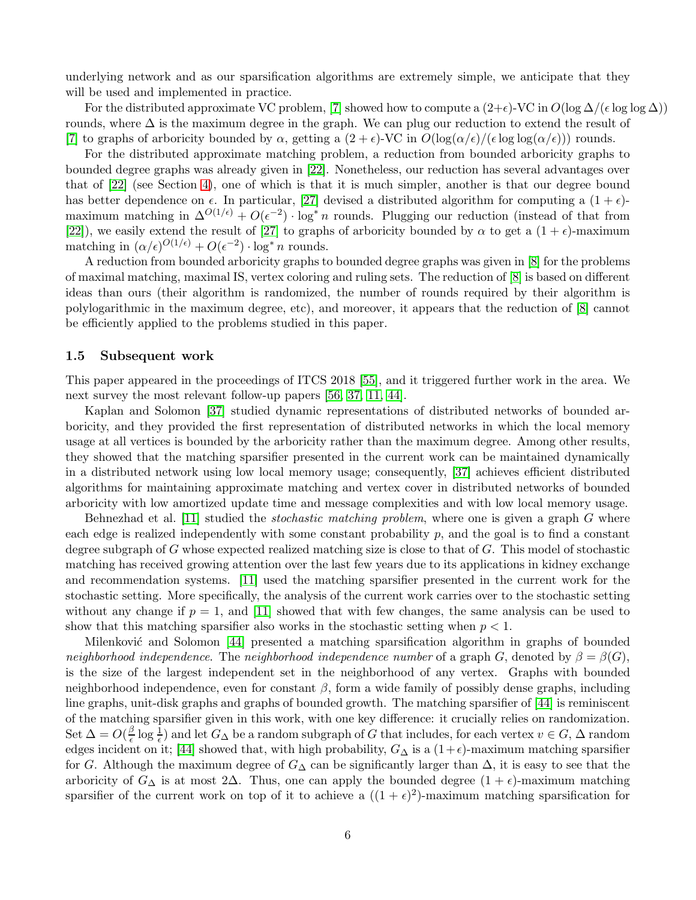underlying network and as our sparsification algorithms are extremely simple, we anticipate that they will be used and implemented in practice.

For the distributed approximate VC problem, [7] showed how to compute a $(2+\epsilon)$-VC in $O(\log \Delta/(\epsilon \log\log \Delta))$ rounds, where $\Delta$ is the maximum degree in the graph. We can plug our reduction to extend the result of [7] to graphs of arboricity bounded by $\alpha$, getting a $(2+\epsilon)$-VC in $O(\log(\alpha/\epsilon)/(\epsilon \log\log(\alpha/\epsilon)))$ rounds.

For the distributed approximate matching problem, a reduction from bounded arboricity graphs to bounded degree graphs was already given in [22]. Nonetheless, our reduction has several advantages over that of [22] (see Section 4), one of which is that it is much simpler, another is that our degree bound has better dependence on $\epsilon$. In particular, [27] devised a distributed algorithm for computing a $(1+\epsilon)$-maximum matching in $\Delta^{O(1/\epsilon)} + O(\epsilon^{-2}) \cdot \log^* n$ rounds. Plugging our reduction (instead of that from [22]), we easily extend the result of [27] to graphs of arboricity bounded by $\alpha$ to get a $(1+\epsilon)$-maximum matching in $(\alpha/\epsilon)^{O(1/\epsilon)} + O(\epsilon^{-2}) \cdot \log^* n$ rounds.

A reduction from bounded arboricity graphs to bounded degree graphs was given in [8] for the problems of maximal matching, maximal IS, vertex coloring and ruling sets. The reduction of [8] is based on different ideas than ours (their algorithm is randomized, the number of rounds required by their algorithm is polylogarithmic in the maximum degree, etc), and moreover, it appears that the reduction of [8] cannot be efficiently applied to the problems studied in this paper.

### 1.5 Subsequent work

This paper appeared in the proceedings of ITCS 2018 [55], and it triggered further work in the area. We next survey the most relevant follow-up papers [56, 37, 11, 44].

Kaplan and Solomon [37] studied dynamic representations of distributed networks of bounded arboricity, and they provided the first representation of distributed networks in which the local memory usage at all vertices is bounded by the arboricity rather than the maximum degree. Among other results, they showed that the matching sparsifier presented in the current work can be maintained dynamically in a distributed network using low local memory usage; consequently, [37] achieves efficient distributed algorithms for maintaining approximate matching and vertex cover in distributed networks of bounded arboricity with low amortized update time and message complexities and with low local memory usage.

Behnezhad et al. [11] studied the *stochastic matching problem*, where one is given a graph $G$ where each edge is realized independently with some constant probability $p$, and the goal is to find a constant degree subgraph of $G$ whose expected realized matching size is close to that of $G$. This model of stochastic matching has received growing attention over the last few years due to its applications in kidney exchange and recommendation systems. [11] used the matching sparsifier presented in the current work for the stochastic setting. More specifically, the analysis of the current work carries over to the stochastic setting without any change if $p = 1$, and [11] showed that with few changes, the same analysis can be used to show that this matching sparsifier also works in the stochastic setting when $p < 1$.

Milenković and Solomon [44] presented a matching sparsification algorithm in graphs of bounded *neighborhood independence*. The *neighborhood independence number* of a graph $G$, denoted by $\beta = \beta(G)$, is the size of the largest independent set in the neighborhood of any vertex. Graphs with bounded neighborhood independence, even for constant $\beta$, form a wide family of possibly dense graphs, including line graphs, unit-disk graphs and graphs of bounded growth. The matching sparsifier of [44] is reminiscent of the matching sparsifier given in this work, with one key difference: it crucially relies on randomization. Set $\Delta = O(\frac{\beta}{\epsilon} \log \frac{1}{\epsilon})$ and let $G_\Delta$ be a random subgraph of $G$ that includes, for each vertex $v \in G$, $\Delta$ random edges incident on it; [44] showed that, with high probability, $G_\Delta$ is a $(1+\epsilon)$-maximum matching sparsifier for $G$. Although the maximum degree of $G_\Delta$ can be significantly larger than $\Delta$, it is easy to see that the arboricity of $G_\Delta$ is at most $2\Delta$. Thus, one can apply the bounded degree $(1+\epsilon)$-maximum matching sparsifier of the current work on top of it to achieve a $((1+\epsilon)^2)$-maximum matching sparsification for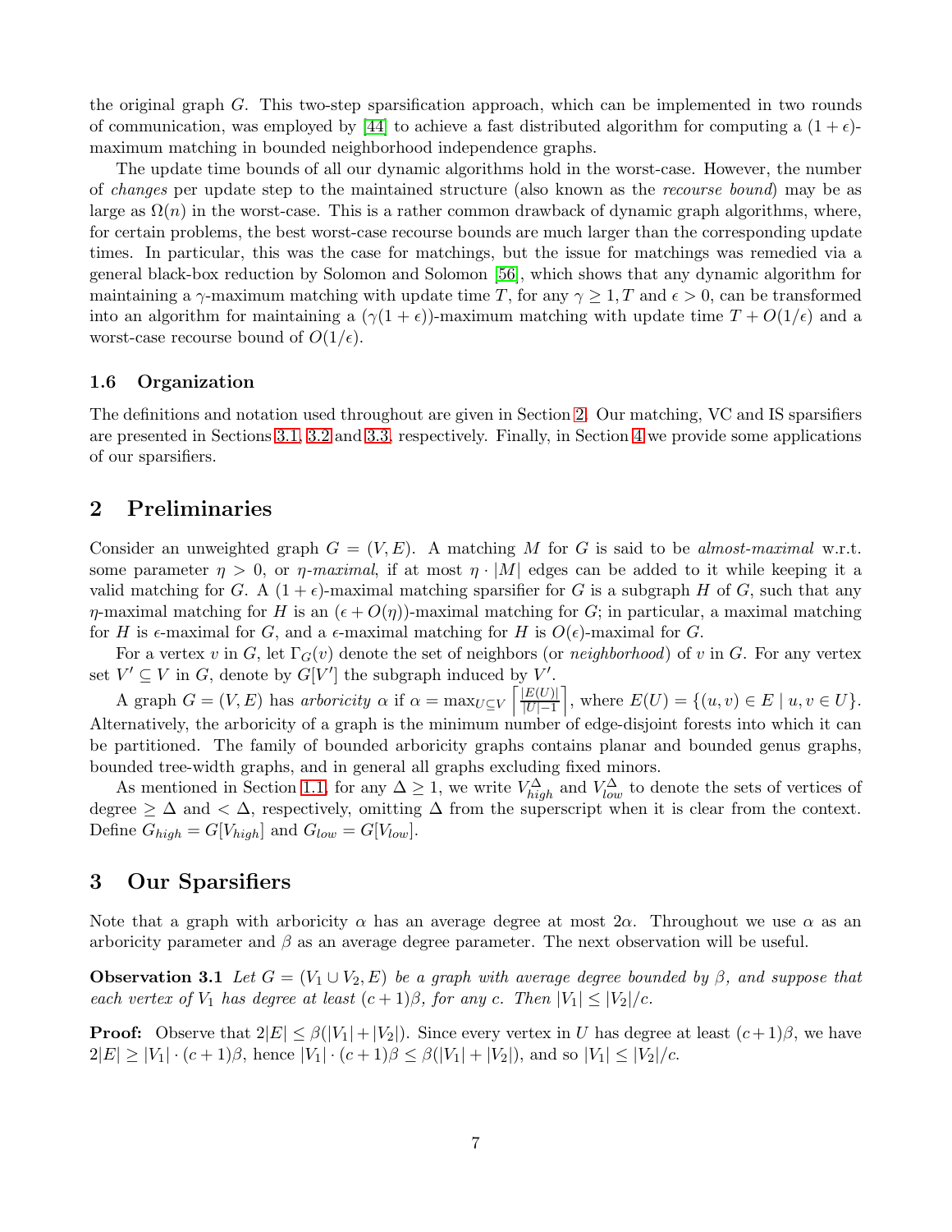the original graph $G$. This two-step sparsification approach, which can be implemented in two rounds of communication, was employed by [44] to achieve a fast distributed algorithm for computing a $(1+\epsilon)$-maximum matching in bounded neighborhood independence graphs.

The update time bounds of all our dynamic algorithms hold in the worst-case. However, the number of *changes* per update step to the maintained structure (also known as the *recourse bound*) may be as large as $\Omega(n)$ in the worst-case. This is a rather common drawback of dynamic graph algorithms, where, for certain problems, the best worst-case recourse bounds are much larger than the corresponding update times. In particular, this was the case for matchings, but the issue for matchings was remedied via a general black-box reduction by Solomon and Solomon [56], which shows that any dynamic algorithm for maintaining a $\gamma$-maximum matching with update time $T$, for any $\gamma \geq 1, T$ and $\epsilon > 0$, can be transformed into an algorithm for maintaining a $(\gamma(1+\epsilon))$-maximum matching with update time $T + O(1/\epsilon)$ and a worst-case recourse bound of $O(1/\epsilon)$.

### 1.6 Organization

The definitions and notation used throughout are given in Section 2. Our matching, VC and IS sparsifiers are presented in Sections 3.1, 3.2 and 3.3, respectively. Finally, in Section 4 we provide some applications of our sparsifiers.

## 2 Preliminaries

Consider an unweighted graph $G = (V, E)$. A matching $M$ for $G$ is said to be *almost-maximal* w.r.t. some parameter $\eta > 0$, or $\eta$*-maximal*, if at most $\eta \cdot |M|$ edges can be added to it while keeping it a valid matching for $G$. A $(1+\epsilon)$-maximal matching sparsifier for $G$ is a subgraph $H$ of $G$, such that any $\eta$-maximal matching for $H$ is an $(\epsilon + O(\eta))$-maximal matching for $G$; in particular, a maximal matching for $H$ is $\epsilon$-maximal for $G$, and a $\epsilon$-maximal matching for $H$ is $O(\epsilon)$-maximal for $G$.

For a vertex $v$ in $G$, let $\Gamma_G(v)$ denote the set of neighbors (or *neighborhood*) of $v$ in $G$. For any vertex set $V' \subseteq V$ in $G$, denote by $G[V']$ the subgraph induced by $V'$.

A graph $G = (V, E)$ has *arboricity* $\alpha$ if $\alpha = \max_{U \subseteq V} \left\lceil \frac{|E(U)|}{|U|-1} \right\rceil$, where $E(U) = \{(u, v) \in E \mid u, v \in U\}$. Alternatively, the arboricity of a graph is the minimum number of edge-disjoint forests into which it can be partitioned. The family of bounded arboricity graphs contains planar and bounded genus graphs, bounded tree-width graphs, and in general all graphs excluding fixed minors.

As mentioned in Section 1.1, for any $\Delta \geq 1$, we write $V^{\Delta}_{high}$ and $V^{\Delta}_{low}$ to denote the sets of vertices of degree $\geq \Delta$ and $< \Delta$, respectively, omitting $\Delta$ from the superscript when it is clear from the context. Define $G_{high} = G[V_{high}]$ and $G_{low} = G[V_{low}]$.

## 3 Our Sparsifiers

Note that a graph with arboricity $\alpha$ has an average degree at most $2\alpha$. Throughout we use $\alpha$ as an arboricity parameter and $\beta$ as an average degree parameter. The next observation will be useful.

**Observation 3.1** *Let $G = (V_1 \cup V_2, E)$ be a graph with average degree bounded by $\beta$, and suppose that each vertex of $V_1$ has degree at least $(c+1)\beta$, for any $c$. Then $|V_1| \leq |V_2|/c$.*

**Proof:** Observe that $2|E| \leq \beta(|V_1| + |V_2|)$. Since every vertex in $U$ has degree at least $(c+1)\beta$, we have $2|E| \geq |V_1| \cdot (c+1)\beta$, hence $|V_1| \cdot (c+1)\beta \leq \beta(|V_1| + |V_2|)$, and so $|V_1| \leq |V_2|/c$.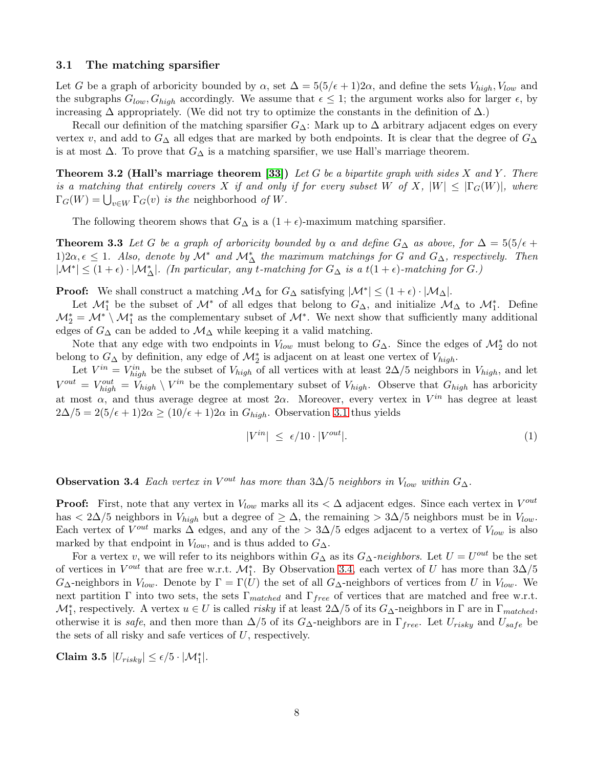### 3.1 The matching sparsifier

Let $G$ be a graph of arboricity bounded by $\alpha$, set $\Delta = 5(5/\epsilon + 1)2\alpha$, and define the sets $V_{high}, V_{low}$ and the subgraphs $G_{low}, G_{high}$ accordingly. We assume that $\epsilon \leq 1$; the argument works also for larger $\epsilon$, by increasing $\Delta$ appropriately. (We did not try to optimize the constants in the definition of $\Delta$.)

Recall our definition of the matching sparsifier $G_\Delta$: Mark up to $\Delta$ arbitrary adjacent edges on every vertex $v$, and add to $G_\Delta$ all edges that are marked by both endpoints. It is clear that the degree of $G_\Delta$ is at most $\Delta$. To prove that $G_\Delta$ is a matching sparsifier, we use Hall's marriage theorem.

**Theorem 3.2 (Hall's marriage theorem [33])** *Let $G$ be a bipartite graph with sides $X$ and $Y$. There is a matching that entirely covers $X$ if and only if for every subset $W$ of $X$, $|W| \leq |\Gamma_G(W)|$, where $\Gamma_G(W) = \bigcup_{v \in W} \Gamma_G(v)$ is the* neighborhood *of $W$.*

The following theorem shows that $G_\Delta$ is a $(1+\epsilon)$-maximum matching sparsifier.

**Theorem 3.3** *Let $G$ be a graph of arboricity bounded by $\alpha$ and define $G_\Delta$ as above, for $\Delta = 5(5/\epsilon + 1)2\alpha, \epsilon \leq 1$. Also, denote by $\mathcal{M}^*$ and $\mathcal{M}^*_\Delta$ the maximum matchings for $G$ and $G_\Delta$, respectively. Then $|\mathcal{M}^*| \leq (1+\epsilon) \cdot |\mathcal{M}^*_\Delta|$. (In particular, any $t$-matching for $G_\Delta$ is a $t(1+\epsilon)$-matching for $G$.)*

**Proof:** We shall construct a matching $\mathcal{M}_\Delta$ for $G_\Delta$ satisfying $|\mathcal{M}^*| \leq (1+\epsilon) \cdot |\mathcal{M}_\Delta|$.

Let $\mathcal{M}^*_1$ be the subset of $\mathcal{M}^*$ of all edges that belong to $G_\Delta$, and initialize $\mathcal{M}_\Delta$ to $\mathcal{M}^*_1$. Define $\mathcal{M}^*_2 = \mathcal{M}^* \setminus \mathcal{M}^*_1$ as the complementary subset of $\mathcal{M}^*$. We next show that sufficiently many additional edges of $G_\Delta$ can be added to $\mathcal{M}_\Delta$ while keeping it a valid matching.

Note that any edge with two endpoints in $V_{low}$ must belong to $G_\Delta$. Since the edges of $\mathcal{M}^*_2$ do not belong to $G_\Delta$ by definition, any edge of $\mathcal{M}^*_2$ is adjacent on at least one vertex of $V_{high}$.

Let $V^{in} = V^{in}_{high}$ be the subset of $V_{high}$ of all vertices with at least $2\Delta/5$ neighbors in $V_{high}$, and let $V^{out} = V^{out}_{high} = V_{high} \setminus V^{in}$ be the complementary subset of $V_{high}$. Observe that $G_{high}$ has arboricity at most $\alpha$, and thus average degree at most $2\alpha$. Moreover, every vertex in $V^{in}$ has degree at least $2\Delta/5 = 2(5/\epsilon + 1)2\alpha \geq (10/\epsilon + 1)2\alpha$ in $G_{high}$. Observation 3.1 thus yields

$$|V^{in}| \;\leq\; \epsilon/10 \cdot |V^{out}|. \tag{1}$$

**Observation 3.4** *Each vertex in $V^{out}$ has more than $3\Delta/5$ neighbors in $V_{low}$ within $G_\Delta$.*

**Proof:** First, note that any vertex in $V_{low}$ marks all its $< \Delta$ adjacent edges. Since each vertex in $V^{out}$ has $< 2\Delta/5$ neighbors in $V_{high}$ but a degree of $\geq \Delta$, the remaining $> 3\Delta/5$ neighbors must be in $V_{low}$. Each vertex of $V^{out}$ marks $\Delta$ edges, and any of the $> 3\Delta/5$ edges adjacent to a vertex of $V_{low}$ is also marked by that endpoint in $V_{low}$, and is thus added to $G_\Delta$.

For a vertex $v$, we will refer to its neighbors within $G_\Delta$ as its *$G_\Delta$-neighbors*. Let $U = U^{out}$ be the set of vertices in $V^{out}$ that are free w.r.t. $\mathcal{M}^*_1$. By Observation 3.4, each vertex of $U$ has more than $3\Delta/5$ $G_\Delta$-neighbors in $V_{low}$. Denote by $\Gamma = \Gamma(U)$ the set of all $G_\Delta$-neighbors of vertices from $U$ in $V_{low}$. We next partition $\Gamma$ into two sets, the sets $\Gamma_{matched}$ and $\Gamma_{free}$ of vertices that are matched and free w.r.t. $\mathcal{M}^*_1$, respectively. A vertex $u \in U$ is called *risky* if at least $2\Delta/5$ of its $G_\Delta$-neighbors in $\Gamma$ are in $\Gamma_{matched}$, otherwise it is *safe*, and then more than $\Delta/5$ of its $G_\Delta$-neighbors are in $\Gamma_{free}$. Let $U_{risky}$ and $U_{safe}$ be the sets of all risky and safe vertices of $U$, respectively.

**Claim 3.5** $|U_{risky}| \leq \epsilon/5 \cdot |\mathcal{M}^*_1|$.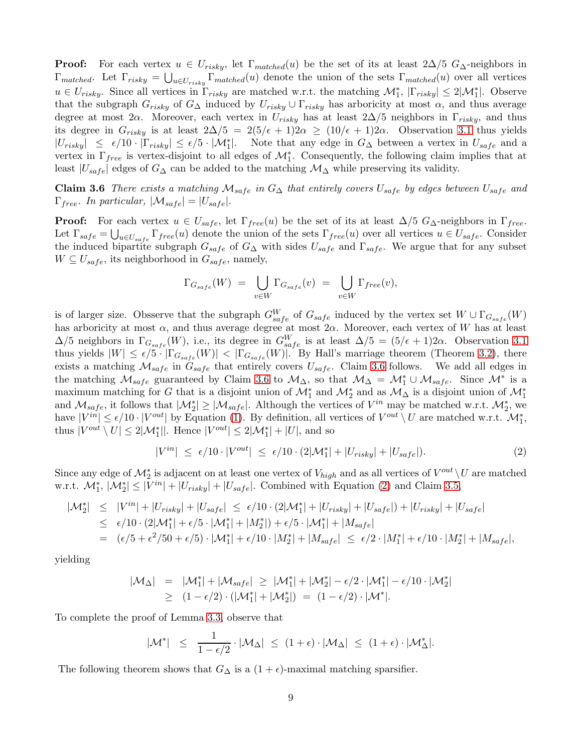**Proof:** For each vertex $u \in U_{risky}$, let $\Gamma_{matched}(u)$ be the set of its at least $2\Delta/5$ $G_\Delta$-neighbors in $\Gamma_{matched}$. Let $\Gamma_{risky} = \bigcup_{u \in U_{risky}} \Gamma_{matched}(u)$ denote the union of the sets $\Gamma_{matched}(u)$ over all vertices $u \in U_{risky}$. Since all vertices in $\Gamma_{risky}$ are matched w.r.t. the matching $\mathcal{M}_1^*$, $|\Gamma_{risky}| \le 2|\mathcal{M}_1^*|$. Observe that the subgraph $G_{risky}$ of $G_\Delta$ induced by $U_{risky} \cup \Gamma_{risky}$ has arboricity at most $\alpha$, and thus average degree at most $2\alpha$. Moreover, each vertex in $U_{risky}$ has at least $2\Delta/5$ neighbors in $\Gamma_{risky}$, and thus its degree in $G_{risky}$ is at least $2\Delta/5 = 2(5/\epsilon + 1)2\alpha \ge (10/\epsilon + 1)2\alpha$. Observation 3.1 thus yields $|U_{risky}| \le \epsilon/10 \cdot |\Gamma_{risky}| \le \epsilon/5 \cdot |\mathcal{M}_1^*|$. Note that any edge in $G_\Delta$ between a vertex in $U_{safe}$ and a vertex in $\Gamma_{free}$ is vertex-disjoint to all edges of $\mathcal{M}_1^*$. Consequently, the following claim implies that at least $|U_{safe}|$ edges of $G_\Delta$ can be added to the matching $\mathcal{M}_\Delta$ while preserving its validity.

**Claim 3.6** *There exists a matching $\mathcal{M}_{safe}$ in $G_\Delta$ that entirely covers $U_{safe}$ by edges between $U_{safe}$ and $\Gamma_{free}$. In particular, $|\mathcal{M}_{safe}| = |U_{safe}|$.*

**Proof:** For each vertex $u \in U_{safe}$, let $\Gamma_{free}(u)$ be the set of its at least $\Delta/5$ $G_\Delta$-neighbors in $\Gamma_{free}$. Let $\Gamma_{safe} = \bigcup_{u \in U_{safe}} \Gamma_{free}(u)$ denote the union of the sets $\Gamma_{free}(u)$ over all vertices $u \in U_{safe}$. Consider the induced bipartite subgraph $G_{safe}$ of $G_\Delta$ with sides $U_{safe}$ and $\Gamma_{safe}$. We argue that for any subset $W \subseteq U_{safe}$, its neighborhood in $G_{safe}$, namely,

$$\Gamma_{G_{safe}}(W) \;=\; \bigcup_{v \in W} \Gamma_{G_{safe}}(v) \;=\; \bigcup_{v \in W} \Gamma_{free}(v),$$

is of larger size. Obsserve that the subgraph $G_{safe}^W$ of $G_{safe}$ induced by the vertex set $W \cup \Gamma_{G_{safe}}(W)$ has arboricity at most $\alpha$, and thus average degree at most $2\alpha$. Moreover, each vertex of $W$ has at least $\Delta/5$ neighbors in $\Gamma_{G_{safe}}(W)$, i.e., its degree in $G_{safe}^W$ is at least $\Delta/5 = (5/\epsilon + 1)2\alpha$. Observation 3.1 thus yields $|W| \le \epsilon/5 \cdot |\Gamma_{G_{safe}}(W)| < |\Gamma_{G_{safe}}(W)|$. By Hall's marriage theorem (Theorem 3.2), there exists a matching $\mathcal{M}_{safe}$ in $G_{safe}$ that entirely covers $U_{safe}$. Claim 3.6 follows. We add all edges in the matching $\mathcal{M}_{safe}$ guaranteed by Claim 3.6 to $\mathcal{M}_\Delta$, so that $\mathcal{M}_\Delta = \mathcal{M}_1^* \cup \mathcal{M}_{safe}$. Since $\mathcal{M}^*$ is a maximum matching for $G$ that is a disjoint union of $\mathcal{M}_1^*$ and $\mathcal{M}_2^*$ and as $\mathcal{M}_\Delta$ is a disjoint union of $\mathcal{M}_1^*$ and $\mathcal{M}_{safe}$, it follows that $|\mathcal{M}_2^*| \ge |\mathcal{M}_{safe}|$. Although the vertices of $V^{in}$ may be matched w.r.t. $\mathcal{M}_2^*$, we have $|V^{in}| \le \epsilon/10 \cdot |V^{out}|$ by Equation (1). By definition, all vertices of $V^{out} \setminus U$ are matched w.r.t. $\mathcal{M}_1^*$, thus $|V^{out} \setminus U| \le 2|\mathcal{M}_1^*||$. Hence $|V^{out}| \le 2|\mathcal{M}_1^*| + |U|$, and so

$$|V^{in}| \;\le\; \epsilon/10 \cdot |V^{out}| \;\le\; \epsilon/10 \cdot (2|\mathcal{M}_1^*| + |U_{risky}| + |U_{safe}|). \tag{2}$$

Since any edge of $\mathcal{M}_2^*$ is adjacent on at least one vertex of $V_{high}$ and as all vertices of $V^{out} \setminus U$ are matched w.r.t. $\mathcal{M}_1^*$, $|\mathcal{M}_2^*| \le |V^{in}| + |U_{risky}| + |U_{safe}|$. Combined with Equation (2) and Claim 3.5,

$$\begin{aligned}
|\mathcal{M}_2^*| &\le |V^{in}| + |U_{risky}| + |U_{safe}| \;\le\; \epsilon/10 \cdot (2|\mathcal{M}_1^*| + |U_{risky}| + |U_{safe}|) + |U_{risky}| + |U_{safe}| \\
&\le \epsilon/10 \cdot (2|\mathcal{M}_1^*| + \epsilon/5 \cdot |\mathcal{M}_1^*| + |M_2^*|) + \epsilon/5 \cdot |\mathcal{M}_1^*| + |M_{safe}| \\
&= (\epsilon/5 + \epsilon^2/50 + \epsilon/5) \cdot |\mathcal{M}_1^*| + \epsilon/10 \cdot |M_2^*| + |M_{safe}| \;\le\; \epsilon/2 \cdot |M_1^*| + \epsilon/10 \cdot |M_2^*| + |M_{safe}|,
\end{aligned}$$

yielding

$$\begin{aligned}
|\mathcal{M}_\Delta| &= |\mathcal{M}_1^*| + |\mathcal{M}_{safe}| \;\ge\; |\mathcal{M}_1^*| + |\mathcal{M}_2^*| - \epsilon/2 \cdot |\mathcal{M}_1^*| - \epsilon/10 \cdot |\mathcal{M}_2^*| \\
&\ge (1 - \epsilon/2) \cdot (|\mathcal{M}_1^*| + |\mathcal{M}_2^*|) \;=\; (1 - \epsilon/2) \cdot |\mathcal{M}^*|.
\end{aligned}$$

To complete the proof of Lemma 3.3, observe that

$$|\mathcal{M}^*| \;\le\; \frac{1}{1 - \epsilon/2} \cdot |\mathcal{M}_\Delta| \;\le\; (1 + \epsilon) \cdot |\mathcal{M}_\Delta| \;\le\; (1 + \epsilon) \cdot |\mathcal{M}_\Delta^*|.$$

The following theorem shows that $G_\Delta$ is a $(1 + \epsilon)$-maximal matching sparsifier.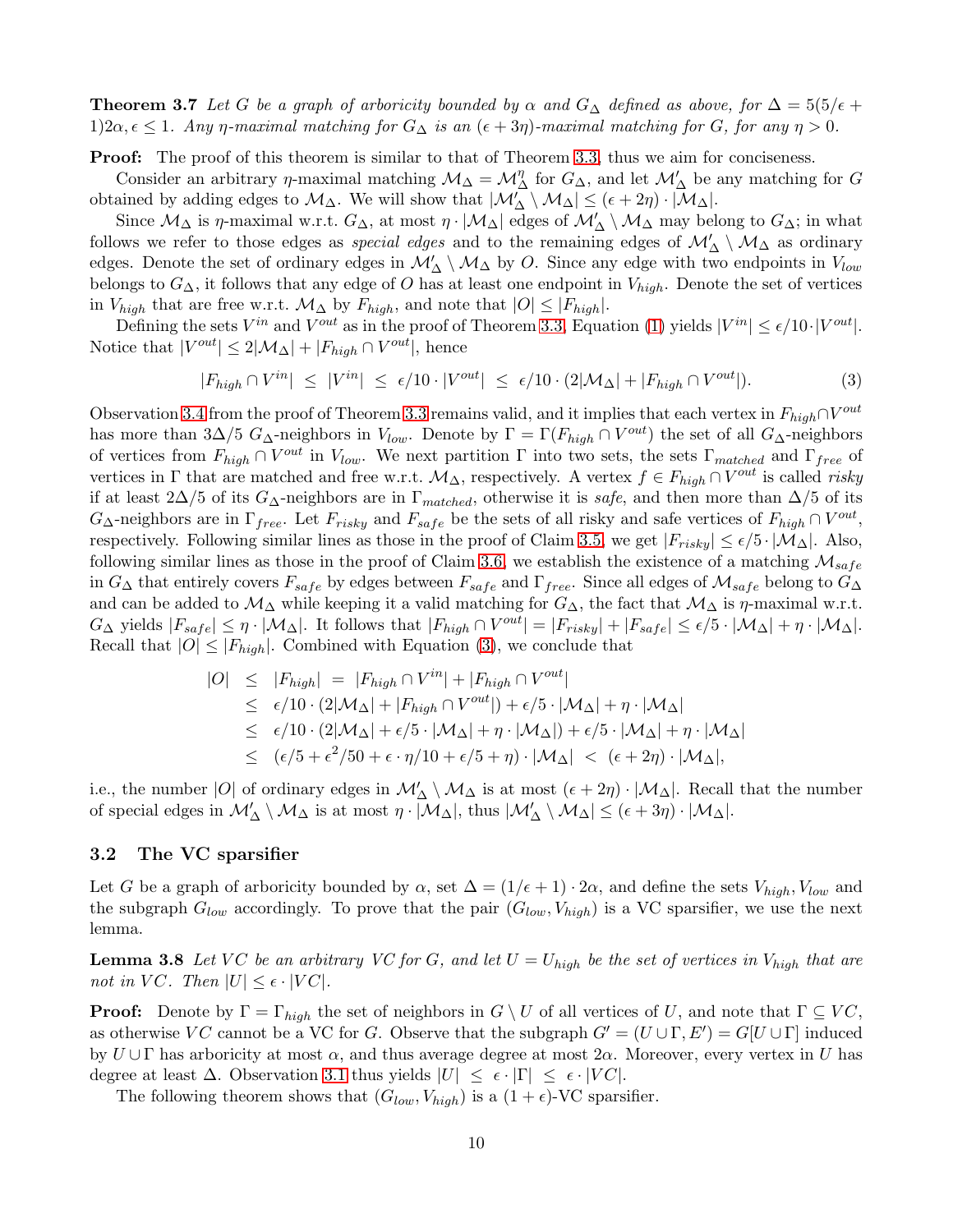**Theorem 3.7** *Let $G$ be a graph of arboricity bounded by $\alpha$ and $G_\Delta$ defined as above, for $\Delta = 5(5/\epsilon + 1)2\alpha, \epsilon \leq 1$. Any $\eta$-maximal matching for $G_\Delta$ is an $(\epsilon + 3\eta)$-maximal matching for $G$, for any $\eta > 0$.*

**Proof:** The proof of this theorem is similar to that of Theorem 3.3, thus we aim for conciseness.

Consider an arbitrary $\eta$-maximal matching $\mathcal{M}_\Delta = \mathcal{M}^\eta_\Delta$ for $G_\Delta$, and let $\mathcal{M}'_\Delta$ be any matching for $G$ obtained by adding edges to $\mathcal{M}_\Delta$. We will show that $|\mathcal{M}'_\Delta \setminus \mathcal{M}_\Delta| \leq (\epsilon + 2\eta) \cdot |\mathcal{M}_\Delta|$.

Since $\mathcal{M}_\Delta$ is $\eta$-maximal w.r.t. $G_\Delta$, at most $\eta \cdot |\mathcal{M}_\Delta|$ edges of $\mathcal{M}'_\Delta \setminus \mathcal{M}_\Delta$ may belong to $G_\Delta$; in what follows we refer to those edges as *special edges* and to the remaining edges of $\mathcal{M}'_\Delta \setminus \mathcal{M}_\Delta$ as ordinary edges. Denote the set of ordinary edges in $\mathcal{M}'_\Delta \setminus \mathcal{M}_\Delta$ by $O$. Since any edge with two endpoints in $V_{low}$ belongs to $G_\Delta$, it follows that any edge of $O$ has at least one endpoint in $V_{high}$. Denote the set of vertices in $V_{high}$ that are free w.r.t. $\mathcal{M}_\Delta$ by $F_{high}$, and note that $|O| \leq |F_{high}|$.

Defining the sets $V^{in}$ and $V^{out}$ as in the proof of Theorem 3.3, Equation (1) yields $|V^{in}| \leq \epsilon/10 \cdot |V^{out}|$. Notice that $|V^{out}| \leq 2|\mathcal{M}_\Delta| + |F_{high} \cap V^{out}|$, hence

$$|F_{high} \cap V^{in}| \;\leq\; |V^{in}| \;\leq\; \epsilon/10 \cdot |V^{out}| \;\leq\; \epsilon/10 \cdot (2|\mathcal{M}_\Delta| + |F_{high} \cap V^{out}|). \tag{3}$$

Observation 3.4 from the proof of Theorem 3.3 remains valid, and it implies that each vertex in $F_{high} \cap V^{out}$ has more than $3\Delta/5$ $G_\Delta$-neighbors in $V_{low}$. Denote by $\Gamma = \Gamma(F_{high} \cap V^{out})$ the set of all $G_\Delta$-neighbors of vertices from $F_{high} \cap V^{out}$ in $V_{low}$. We next partition $\Gamma$ into two sets, the sets $\Gamma_{matched}$ and $\Gamma_{free}$ of vertices in $\Gamma$ that are matched and free w.r.t. $\mathcal{M}_\Delta$, respectively. A vertex $f \in F_{high} \cap V^{out}$ is called *risky* if at least $2\Delta/5$ of its $G_\Delta$-neighbors are in $\Gamma_{matched}$, otherwise it is *safe*, and then more than $\Delta/5$ of its $G_\Delta$-neighbors are in $\Gamma_{free}$. Let $F_{risky}$ and $F_{safe}$ be the sets of all risky and safe vertices of $F_{high} \cap V^{out}$, respectively. Following similar lines as those in the proof of Claim 3.5, we get $|F_{risky}| \leq \epsilon/5 \cdot |\mathcal{M}_\Delta|$. Also, following similar lines as those in the proof of Claim 3.6, we establish the existence of a matching $\mathcal{M}_{safe}$ in $G_\Delta$ that entirely covers $F_{safe}$ by edges between $F_{safe}$ and $\Gamma_{free}$. Since all edges of $\mathcal{M}_{safe}$ belong to $G_\Delta$ and can be added to $\mathcal{M}_\Delta$ while keeping it a valid matching for $G_\Delta$, the fact that $\mathcal{M}_\Delta$ is $\eta$-maximal w.r.t. $G_\Delta$ yields $|F_{safe}| \leq \eta \cdot |\mathcal{M}_\Delta|$. It follows that $|F_{high} \cap V^{out}| = |F_{risky}| + |F_{safe}| \leq \epsilon/5 \cdot |\mathcal{M}_\Delta| + \eta \cdot |\mathcal{M}_\Delta|$. Recall that $|O| \leq |F_{high}|$. Combined with Equation (3), we conclude that

$$\begin{aligned}
|O| &\leq |F_{high}| \;=\; |F_{high} \cap V^{in}| + |F_{high} \cap V^{out}| \\
&\leq \epsilon/10 \cdot (2|\mathcal{M}_\Delta| + |F_{high} \cap V^{out}|) + \epsilon/5 \cdot |\mathcal{M}_\Delta| + \eta \cdot |\mathcal{M}_\Delta| \\
&\leq \epsilon/10 \cdot (2|\mathcal{M}_\Delta| + \epsilon/5 \cdot |\mathcal{M}_\Delta| + \eta \cdot |\mathcal{M}_\Delta|) + \epsilon/5 \cdot |\mathcal{M}_\Delta| + \eta \cdot |\mathcal{M}_\Delta| \\
&\leq (\epsilon/5 + \epsilon^2/50 + \epsilon \cdot \eta/10 + \epsilon/5 + \eta) \cdot |\mathcal{M}_\Delta| \;<\; (\epsilon + 2\eta) \cdot |\mathcal{M}_\Delta|,
\end{aligned}$$

i.e., the number $|O|$ of ordinary edges in $\mathcal{M}'_\Delta \setminus \mathcal{M}_\Delta$ is at most $(\epsilon + 2\eta) \cdot |\mathcal{M}_\Delta|$. Recall that the number of special edges in $\mathcal{M}'_\Delta \setminus \mathcal{M}_\Delta$ is at most $\eta \cdot |\mathcal{M}_\Delta|$, thus $|\mathcal{M}'_\Delta \setminus \mathcal{M}_\Delta| \leq (\epsilon + 3\eta) \cdot |\mathcal{M}_\Delta|$.

### 3.2 The VC sparsifier

Let $G$ be a graph of arboricity bounded by $\alpha$, set $\Delta = (1/\epsilon + 1) \cdot 2\alpha$, and define the sets $V_{high}, V_{low}$ and the subgraph $G_{low}$ accordingly. To prove that the pair $(G_{low}, V_{high})$ is a VC sparsifier, we use the next lemma.

**Lemma 3.8** *Let $VC$ be an arbitrary VC for $G$, and let $U = U_{high}$ be the set of vertices in $V_{high}$ that are not in $VC$. Then $|U| \leq \epsilon \cdot |VC|$.*

**Proof:** Denote by $\Gamma = \Gamma_{high}$ the set of neighbors in $G \setminus U$ of all vertices of $U$, and note that $\Gamma \subseteq VC$, as otherwise $VC$ cannot be a VC for $G$. Observe that the subgraph $G' = (U \cup \Gamma, E') = G[U \cup \Gamma]$ induced by $U \cup \Gamma$ has arboricity at most $\alpha$, and thus average degree at most $2\alpha$. Moreover, every vertex in $U$ has degree at least $\Delta$. Observation 3.1 thus yields $|U| \;\leq\; \epsilon \cdot |\Gamma| \;\leq\; \epsilon \cdot |VC|$.

The following theorem shows that $(G_{low}, V_{high})$ is a $(1 + \epsilon)$-VC sparsifier.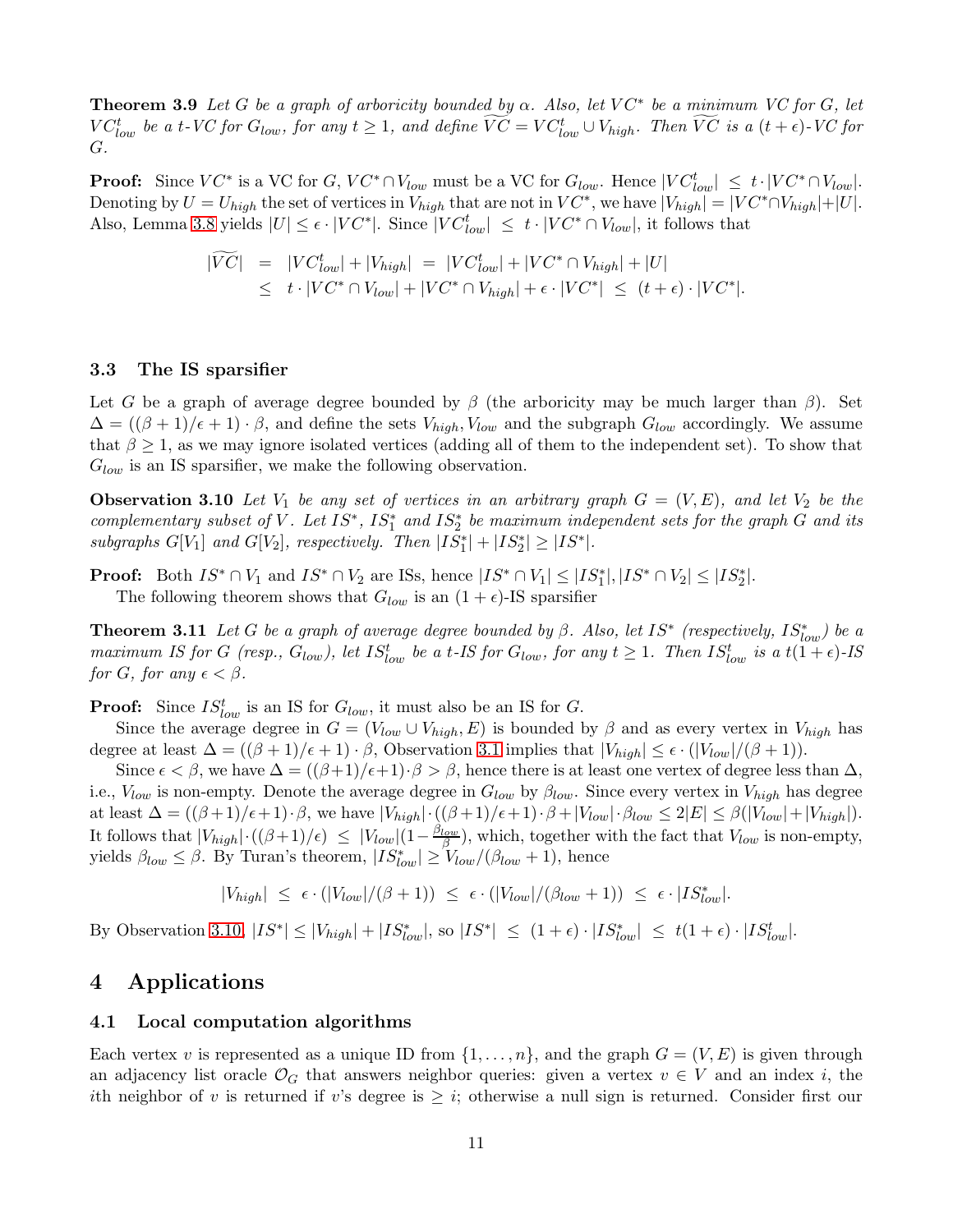**Theorem 3.9** *Let $G$ be a graph of arboricity bounded by $\alpha$. Also, let $VC^*$ be a minimum VC for $G$, let $VC^t_{low}$ be a $t$-VC for $G_{low}$, for any $t \geq 1$, and define $\widetilde{VC} = VC^t_{low} \cup V_{high}$. Then $\widetilde{VC}$ is a $(t + \epsilon)$-VC for $G$.*

**Proof:** Since $VC^*$ is a VC for $G$, $VC^* \cap V_{low}$ must be a VC for $G_{low}$. Hence $|VC^t_{low}| \leq t \cdot |VC^* \cap V_{low}|$. Denoting by $U = U_{high}$ the set of vertices in $V_{high}$ that are not in $VC^*$, we have $|V_{high}| = |VC^* \cap V_{high}| + |U|$. Also, Lemma 3.8 yields $|U| \leq \epsilon \cdot |VC^*|$. Since $|VC^t_{low}| \leq t \cdot |VC^* \cap V_{low}|$, it follows that

$$
\begin{aligned}
|\widetilde{VC}| &= |VC^t_{low}| + |V_{high}| = |VC^t_{low}| + |VC^* \cap V_{high}| + |U| \\
&\leq t \cdot |VC^* \cap V_{low}| + |VC^* \cap V_{high}| + \epsilon \cdot |VC^*| \leq (t + \epsilon) \cdot |VC^*|.
\end{aligned}
$$

### 3.3 The IS sparsifier

Let $G$ be a graph of average degree bounded by $\beta$ (the arboricity may be much larger than $\beta$). Set $\Delta = ((\beta + 1)/\epsilon + 1) \cdot \beta$, and define the sets $V_{high}, V_{low}$ and the subgraph $G_{low}$ accordingly. We assume that $\beta \geq 1$, as we may ignore isolated vertices (adding all of them to the independent set). To show that $G_{low}$ is an IS sparsifier, we make the following observation.

**Observation 3.10** *Let $V_1$ be any set of vertices in an arbitrary graph $G = (V, E)$, and let $V_2$ be the complementary subset of $V$. Let $IS^*$, $IS^*_1$ and $IS^*_2$ be maximum independent sets for the graph $G$ and its subgraphs $G[V_1]$ and $G[V_2]$, respectively. Then $|IS^*_1| + |IS^*_2| \geq |IS^*|$.*

**Proof:** Both $IS^* \cap V_1$ and $IS^* \cap V_2$ are ISs, hence $|IS^* \cap V_1| \leq |IS^*_1|, |IS^* \cap V_2| \leq |IS^*_2|$.

The following theorem shows that $G_{low}$ is an $(1 + \epsilon)$-IS sparsifier

**Theorem 3.11** *Let $G$ be a graph of average degree bounded by $\beta$. Also, let $IS^*$ (respectively, $IS^*_{low}$) be a maximum IS for $G$ (resp., $G_{low}$), let $IS^t_{low}$ be a $t$-IS for $G_{low}$, for any $t \geq 1$. Then $IS^t_{low}$ is a $t(1 + \epsilon)$-IS for $G$, for any $\epsilon < \beta$.*

**Proof:** Since $IS^t_{low}$ is an IS for $G_{low}$, it must also be an IS for $G$.

Since the average degree in $G = (V_{low} \cup V_{high}, E)$ is bounded by $\beta$ and as every vertex in $V_{high}$ has degree at least $\Delta = ((\beta + 1)/\epsilon + 1) \cdot \beta$, Observation 3.1 implies that $|V_{high}| \leq \epsilon \cdot (|V_{low}|/(\beta + 1))$.

Since $\epsilon < \beta$, we have $\Delta = ((\beta+1)/\epsilon+1) \cdot \beta > \beta$, hence there is at least one vertex of degree less than $\Delta$, i.e., $V_{low}$ is non-empty. Denote the average degree in $G_{low}$ by $\beta_{low}$. Since every vertex in $V_{high}$ has degree at least $\Delta = ((\beta+1)/\epsilon+1) \cdot \beta$, we have $|V_{high}| \cdot ((\beta+1)/\epsilon+1) \cdot \beta + |V_{low}| \cdot \beta_{low} \leq 2|E| \leq \beta(|V_{low}| + |V_{high}|)$. It follows that $|V_{high}| \cdot ((\beta+1)/\epsilon) \leq |V_{low}|(1 - \frac{\beta_{low}}{\beta})$, which, together with the fact that $V_{low}$ is non-empty, yields $\beta_{low} \leq \beta$. By Turan's theorem, $|IS^*_{low}| \geq V_{low}/(\beta_{low} + 1)$, hence

$$
|V_{high}| \leq \epsilon \cdot (|V_{low}|/(\beta + 1)) \leq \epsilon \cdot (|V_{low}|/(\beta_{low} + 1)) \leq \epsilon \cdot |IS^*_{low}|.
$$

By Observation 3.10, $|IS^*| \leq |V_{high}| + |IS^*_{low}|$, so $|IS^*| \leq (1 + \epsilon) \cdot |IS^*_{low}| \leq t(1 + \epsilon) \cdot |IS^t_{low}|$.

## 4 Applications

### 4.1 Local computation algorithms

Each vertex $v$ is represented as a unique ID from $\{1, \ldots, n\}$, and the graph $G = (V, E)$ is given through an adjacency list oracle $\mathcal{O}_G$ that answers neighbor queries: given a vertex $v \in V$ and an index $i$, the $i$th neighbor of $v$ is returned if $v$'s degree is $\geq i$; otherwise a null sign is returned. Consider first our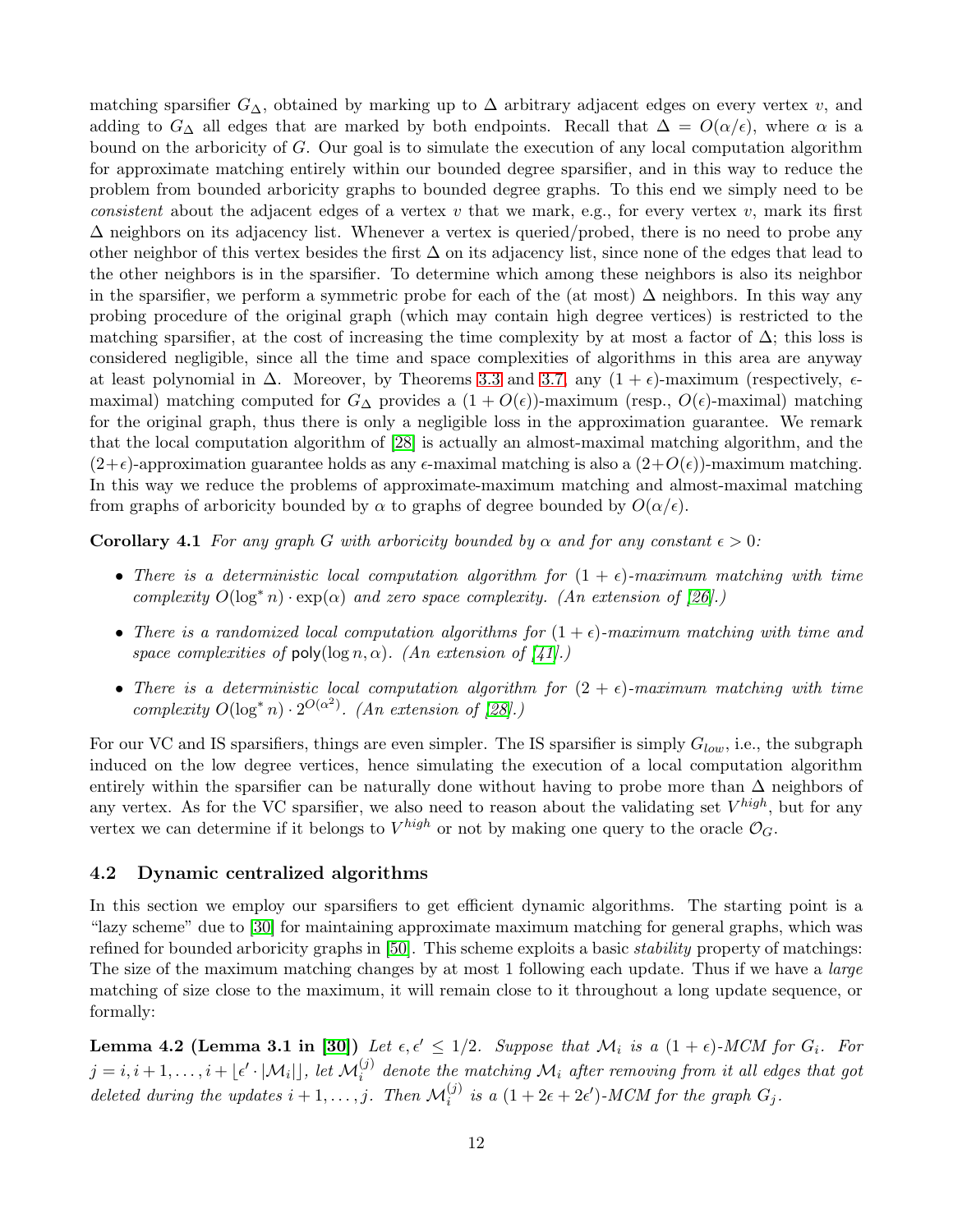matching sparsifier $G_\Delta$, obtained by marking up to $\Delta$ arbitrary adjacent edges on every vertex $v$, and adding to $G_\Delta$ all edges that are marked by both endpoints. Recall that $\Delta = O(\alpha/\epsilon)$, where $\alpha$ is a bound on the arboricity of $G$. Our goal is to simulate the execution of any local computation algorithm for approximate matching entirely within our bounded degree sparsifier, and in this way to reduce the problem from bounded arboricity graphs to bounded degree graphs. To this end we simply need to be *consistent* about the adjacent edges of a vertex $v$ that we mark, e.g., for every vertex $v$, mark its first $\Delta$ neighbors on its adjacency list. Whenever a vertex is queried/probed, there is no need to probe any other neighbor of this vertex besides the first $\Delta$ on its adjacency list, since none of the edges that lead to the other neighbors is in the sparsifier. To determine which among these neighbors is also its neighbor in the sparsifier, we perform a symmetric probe for each of the (at most) $\Delta$ neighbors. In this way any probing procedure of the original graph (which may contain high degree vertices) is restricted to the matching sparsifier, at the cost of increasing the time complexity by at most a factor of $\Delta$; this loss is considered negligible, since all the time and space complexities of algorithms in this area are anyway at least polynomial in $\Delta$. Moreover, by Theorems 3.3 and 3.7, any $(1+\epsilon)$-maximum (respectively, $\epsilon$-maximal) matching computed for $G_\Delta$ provides a $(1+O(\epsilon))$-maximum (resp., $O(\epsilon)$-maximal) matching for the original graph, thus there is only a negligible loss in the approximation guarantee. We remark that the local computation algorithm of [28] is actually an almost-maximal matching algorithm, and the $(2+\epsilon)$-approximation guarantee holds as any $\epsilon$-maximal matching is also a $(2+O(\epsilon))$-maximum matching. In this way we reduce the problems of approximate-maximum matching and almost-maximal matching from graphs of arboricity bounded by $\alpha$ to graphs of degree bounded by $O(\alpha/\epsilon)$.

**Corollary 4.1** *For any graph $G$ with arboricity bounded by $\alpha$ and for any constant $\epsilon > 0$:*

- *There is a deterministic local computation algorithm for $(1+\epsilon)$-maximum matching with time complexity $O(\log^* n) \cdot \exp(\alpha)$ and zero space complexity. (An extension of [26].)*
- *There is a randomized local computation algorithms for $(1+\epsilon)$-maximum matching with time and space complexities of $\mathsf{poly}(\log n, \alpha)$. (An extension of [41].)*
- *There is a deterministic local computation algorithm for $(2+\epsilon)$-maximum matching with time complexity $O(\log^* n) \cdot 2^{O(\alpha^2)}$. (An extension of [28].)*

For our VC and IS sparsifiers, things are even simpler. The IS sparsifier is simply $G_{low}$, i.e., the subgraph induced on the low degree vertices, hence simulating the execution of a local computation algorithm entirely within the sparsifier can be naturally done without having to probe more than $\Delta$ neighbors of any vertex. As for the VC sparsifier, we also need to reason about the validating set $V^{high}$, but for any vertex we can determine if it belongs to $V^{high}$ or not by making one query to the oracle $\mathcal{O}_G$.

### 4.2 Dynamic centralized algorithms

In this section we employ our sparsifiers to get efficient dynamic algorithms. The starting point is a "lazy scheme" due to [30] for maintaining approximate maximum matching for general graphs, which was refined for bounded arboricity graphs in [50]. This scheme exploits a basic *stability* property of matchings: The size of the maximum matching changes by at most 1 following each update. Thus if we have a *large* matching of size close to the maximum, it will remain close to it throughout a long update sequence, or formally:

**Lemma 4.2 (Lemma 3.1 in [30])** *Let $\epsilon, \epsilon' \leq 1/2$. Suppose that $\mathcal{M}_i$ is a $(1+\epsilon)$-MCM for $G_i$. For $j = i, i+1, \ldots, i + \lfloor \epsilon' \cdot |\mathcal{M}_i| \rfloor$, let $\mathcal{M}_i^{(j)}$ denote the matching $\mathcal{M}_i$ after removing from it all edges that got deleted during the updates $i+1, \ldots, j$. Then $\mathcal{M}_i^{(j)}$ is a $(1+2\epsilon+2\epsilon')$-MCM for the graph $G_j$.*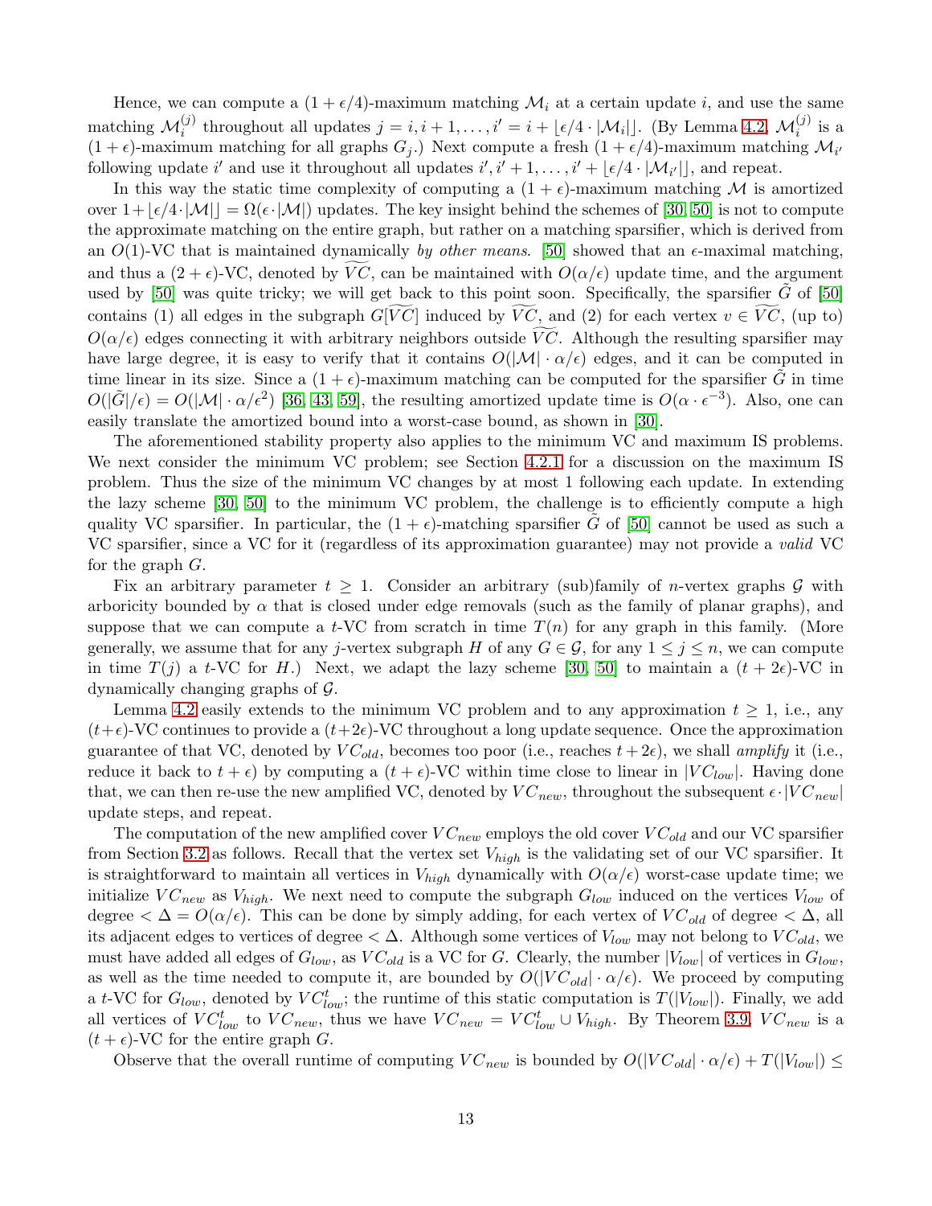Hence, we can compute a $(1+\epsilon/4)$-maximum matching $\mathcal{M}_i$ at a certain update $i$, and use the same matching $\mathcal{M}_i^{(j)}$ throughout all updates $j = i, i+1, \ldots, i' = i + \lfloor \epsilon/4 \cdot |\mathcal{M}_i| \rfloor$. (By Lemma 4.2, $\mathcal{M}_i^{(j)}$ is a $(1+\epsilon)$-maximum matching for all graphs $G_j$.) Next compute a fresh $(1+\epsilon/4)$-maximum matching $\mathcal{M}_{i'}$ following update $i'$ and use it throughout all updates $i', i'+1, \ldots, i' + \lfloor \epsilon/4 \cdot |\mathcal{M}_{i'}| \rfloor$, and repeat.

In this way the static time complexity of computing a $(1+\epsilon)$-maximum matching $\mathcal{M}$ is amortized over $1 + \lfloor \epsilon/4 \cdot |\mathcal{M}| \rfloor = \Omega(\epsilon \cdot |\mathcal{M}|)$ updates. The key insight behind the schemes of [30, 50] is not to compute the approximate matching on the entire graph, but rather on a matching sparsifier, which is derived from an $O(1)$-VC that is maintained dynamically *by other means*. [50] showed that an $\epsilon$-maximal matching, and thus a $(2+\epsilon)$-VC, denoted by $\widetilde{VC}$, can be maintained with $O(\alpha/\epsilon)$ update time, and the argument used by [50] was quite tricky; we will get back to this point soon. Specifically, the sparsifier $\tilde{G}$ of [50] contains (1) all edges in the subgraph $G[\widetilde{VC}]$ induced by $\widetilde{VC}$, and (2) for each vertex $v \in \widetilde{VC}$, (up to) $O(\alpha/\epsilon)$ edges connecting it with arbitrary neighbors outside $\widetilde{VC}$. Although the resulting sparsifier may have large degree, it is easy to verify that it contains $O(|\mathcal{M}| \cdot \alpha/\epsilon)$ edges, and it can be computed in time linear in its size. Since a $(1+\epsilon)$-maximum matching can be computed for the sparsifier $\tilde{G}$ in time $O(|\tilde{G}|/\epsilon) = O(|\mathcal{M}| \cdot \alpha/\epsilon^2)$ [36, 43, 59], the resulting amortized update time is $O(\alpha \cdot \epsilon^{-3})$. Also, one can easily translate the amortized bound into a worst-case bound, as shown in [30].

The aforementioned stability property also applies to the minimum VC and maximum IS problems. We next consider the minimum VC problem; see Section 4.2.1 for a discussion on the maximum IS problem. Thus the size of the minimum VC changes by at most 1 following each update. In extending the lazy scheme [30, 50] to the minimum VC problem, the challenge is to efficiently compute a high quality VC sparsifier. In particular, the $(1+\epsilon)$-matching sparsifier $\tilde{G}$ of [50] cannot be used as such a VC sparsifier, since a VC for it (regardless of its approximation guarantee) may not provide a *valid* VC for the graph $G$.

Fix an arbitrary parameter $t \geq 1$. Consider an arbitrary (sub)family of $n$-vertex graphs $\mathcal{G}$ with arboricity bounded by $\alpha$ that is closed under edge removals (such as the family of planar graphs), and suppose that we can compute a $t$-VC from scratch in time $T(n)$ for any graph in this family. (More generally, we assume that for any $j$-vertex subgraph $H$ of any $G \in \mathcal{G}$, for any $1 \leq j \leq n$, we can compute in time $T(j)$ a $t$-VC for $H$.) Next, we adapt the lazy scheme [30, 50] to maintain a $(t+2\epsilon)$-VC in dynamically changing graphs of $\mathcal{G}$.

Lemma 4.2 easily extends to the minimum VC problem and to any approximation $t \geq 1$, i.e., any $(t+\epsilon)$-VC continues to provide a $(t+2\epsilon)$-VC throughout a long update sequence. Once the approximation guarantee of that VC, denoted by $VC_{old}$, becomes too poor (i.e., reaches $t+2\epsilon$), we shall *amplify* it (i.e., reduce it back to $t+\epsilon$) by computing a $(t+\epsilon)$-VC within time close to linear in $|VC_{low}|$. Having done that, we can then re-use the new amplified VC, denoted by $VC_{new}$, throughout the subsequent $\epsilon \cdot |VC_{new}|$ update steps, and repeat.

The computation of the new amplified cover $VC_{new}$ employs the old cover $VC_{old}$ and our VC sparsifier from Section 3.2 as follows. Recall that the vertex set $V_{high}$ is the validating set of our VC sparsifier. It is straightforward to maintain all vertices in $V_{high}$ dynamically with $O(\alpha/\epsilon)$ worst-case update time; we initialize $VC_{new}$ as $V_{high}$. We next need to compute the subgraph $G_{low}$ induced on the vertices $V_{low}$ of degree $< \Delta = O(\alpha/\epsilon)$. This can be done by simply adding, for each vertex of $VC_{old}$ of degree $< \Delta$, all its adjacent edges to vertices of degree $< \Delta$. Although some vertices of $V_{low}$ may not belong to $VC_{old}$, we must have added all edges of $G_{low}$, as $VC_{old}$ is a VC for $G$. Clearly, the number $|V_{low}|$ of vertices in $G_{low}$, as well as the time needed to compute it, are bounded by $O(|VC_{old}| \cdot \alpha/\epsilon)$. We proceed by computing a $t$-VC for $G_{low}$, denoted by $VC^t_{low}$; the runtime of this static computation is $T(|V_{low}|)$. Finally, we add all vertices of $VC^t_{low}$ to $VC_{new}$, thus we have $VC_{new} = VC^t_{low} \cup V_{high}$. By Theorem 3.9, $VC_{new}$ is a $(t+\epsilon)$-VC for the entire graph $G$.

Observe that the overall runtime of computing $VC_{new}$ is bounded by $O(|VC_{old}| \cdot \alpha/\epsilon) + T(|V_{low}|) \leq$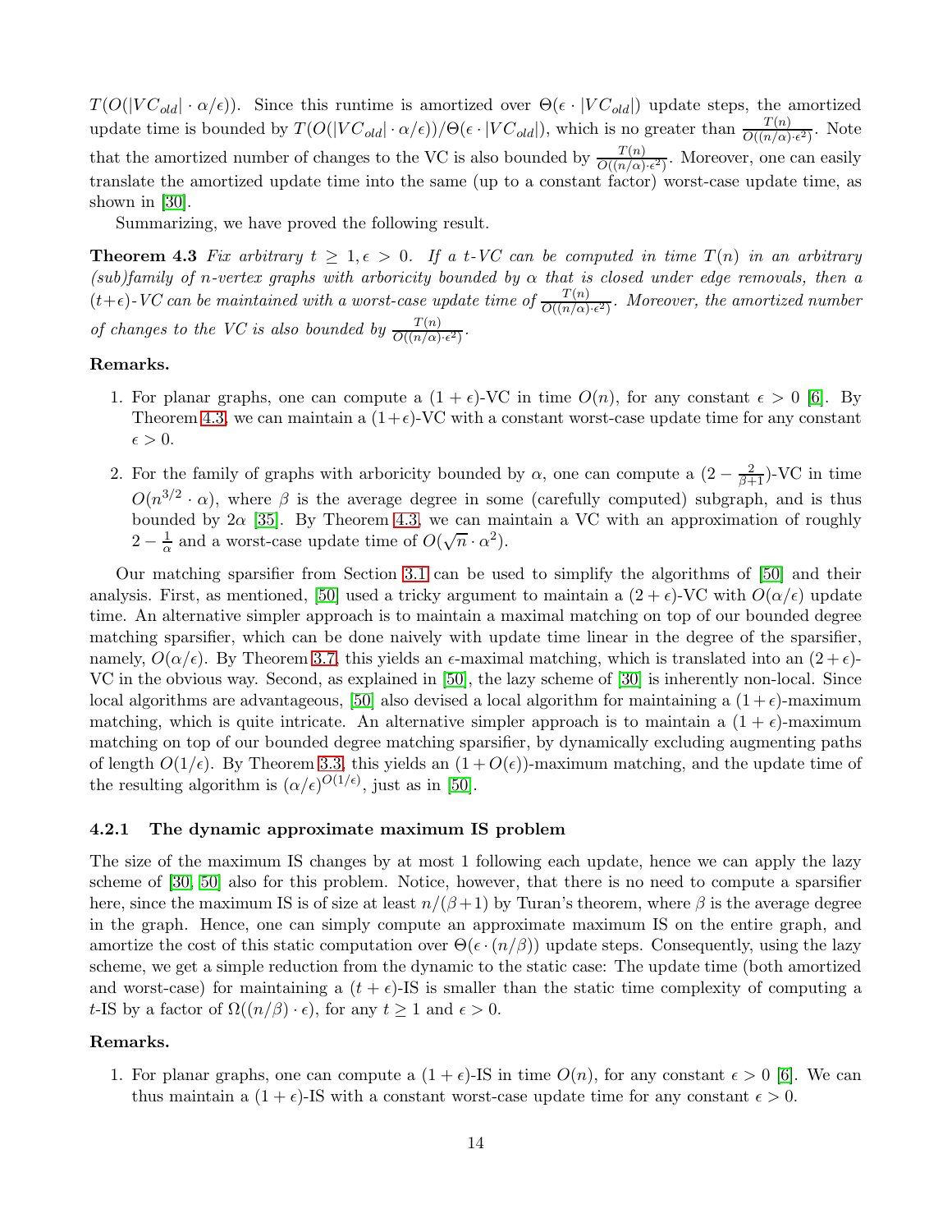$T(O(|VC_{old}| \cdot \alpha/\epsilon))$. Since this runtime is amortized over $\Theta(\epsilon \cdot |VC_{old}|)$ update steps, the amortized update time is bounded by $T(O(|VC_{old}| \cdot \alpha/\epsilon))/\Theta(\epsilon \cdot |VC_{old}|)$, which is no greater than $\frac{T(n)}{O((n/\alpha)\cdot\epsilon^2)}$. Note that the amortized number of changes to the VC is also bounded by $\frac{T(n)}{O((n/\alpha)\cdot\epsilon^2)}$. Moreover, one can easily translate the amortized update time into the same (up to a constant factor) worst-case update time, as shown in [30].

Summarizing, we have proved the following result.

**Theorem 4.3** *Fix arbitrary $t \geq 1, \epsilon > 0$. If a $t$-VC can be computed in time $T(n)$ in an arbitrary (sub)family of $n$-vertex graphs with arboricity bounded by $\alpha$ that is closed under edge removals, then a $(t+\epsilon)$-VC can be maintained with a worst-case update time of $\frac{T(n)}{O((n/\alpha)\cdot\epsilon^2)}$. Moreover, the amortized number of changes to the VC is also bounded by $\frac{T(n)}{O((n/\alpha)\cdot\epsilon^2)}$.*

**Remarks.**

1. For planar graphs, one can compute a $(1+\epsilon)$-VC in time $O(n)$, for any constant $\epsilon > 0$ [6]. By Theorem 4.3, we can maintain a $(1+\epsilon)$-VC with a constant worst-case update time for any constant $\epsilon > 0$.

2. For the family of graphs with arboricity bounded by $\alpha$, one can compute a $(2 - \frac{2}{\beta+1})$-VC in time $O(n^{3/2} \cdot \alpha)$, where $\beta$ is the average degree in some (carefully computed) subgraph, and is thus bounded by $2\alpha$ [35]. By Theorem 4.3, we can maintain a VC with an approximation of roughly $2 - \frac{1}{\alpha}$ and a worst-case update time of $O(\sqrt{n} \cdot \alpha^2)$.

Our matching sparsifier from Section 3.1 can be used to simplify the algorithms of [50] and their analysis. First, as mentioned, [50] used a tricky argument to maintain a $(2+\epsilon)$-VC with $O(\alpha/\epsilon)$ update time. An alternative simpler approach is to maintain a maximal matching on top of our bounded degree matching sparsifier, which can be done naively with update time linear in the degree of the sparsifier, namely, $O(\alpha/\epsilon)$. By Theorem 3.7, this yields an $\epsilon$-maximal matching, which is translated into an $(2+\epsilon)$-VC in the obvious way. Second, as explained in [50], the lazy scheme of [30] is inherently non-local. Since local algorithms are advantageous, [50] also devised a local algorithm for maintaining a $(1+\epsilon)$-maximum matching, which is quite intricate. An alternative simpler approach is to maintain a $(1+\epsilon)$-maximum matching on top of our bounded degree matching sparsifier, by dynamically excluding augmenting paths of length $O(1/\epsilon)$. By Theorem 3.3, this yields an $(1+O(\epsilon))$-maximum matching, and the update time of the resulting algorithm is $(\alpha/\epsilon)^{O(1/\epsilon)}$, just as in [50].

#### 4.2.1 The dynamic approximate maximum IS problem

The size of the maximum IS changes by at most 1 following each update, hence we can apply the lazy scheme of [30, 50] also for this problem. Notice, however, that there is no need to compute a sparsifier here, since the maximum IS is of size at least $n/(\beta+1)$ by Turan's theorem, where $\beta$ is the average degree in the graph. Hence, one can simply compute an approximate maximum IS on the entire graph, and amortize the cost of this static computation over $\Theta(\epsilon \cdot (n/\beta))$ update steps. Consequently, using the lazy scheme, we get a simple reduction from the dynamic to the static case: The update time (both amortized and worst-case) for maintaining a $(t+\epsilon)$-IS is smaller than the static time complexity of computing a $t$-IS by a factor of $\Omega((n/\beta)\cdot\epsilon)$, for any $t \geq 1$ and $\epsilon > 0$.

**Remarks.**

1. For planar graphs, one can compute a $(1+\epsilon)$-IS in time $O(n)$, for any constant $\epsilon > 0$ [6]. We can thus maintain a $(1+\epsilon)$-IS with a constant worst-case update time for any constant $\epsilon > 0$.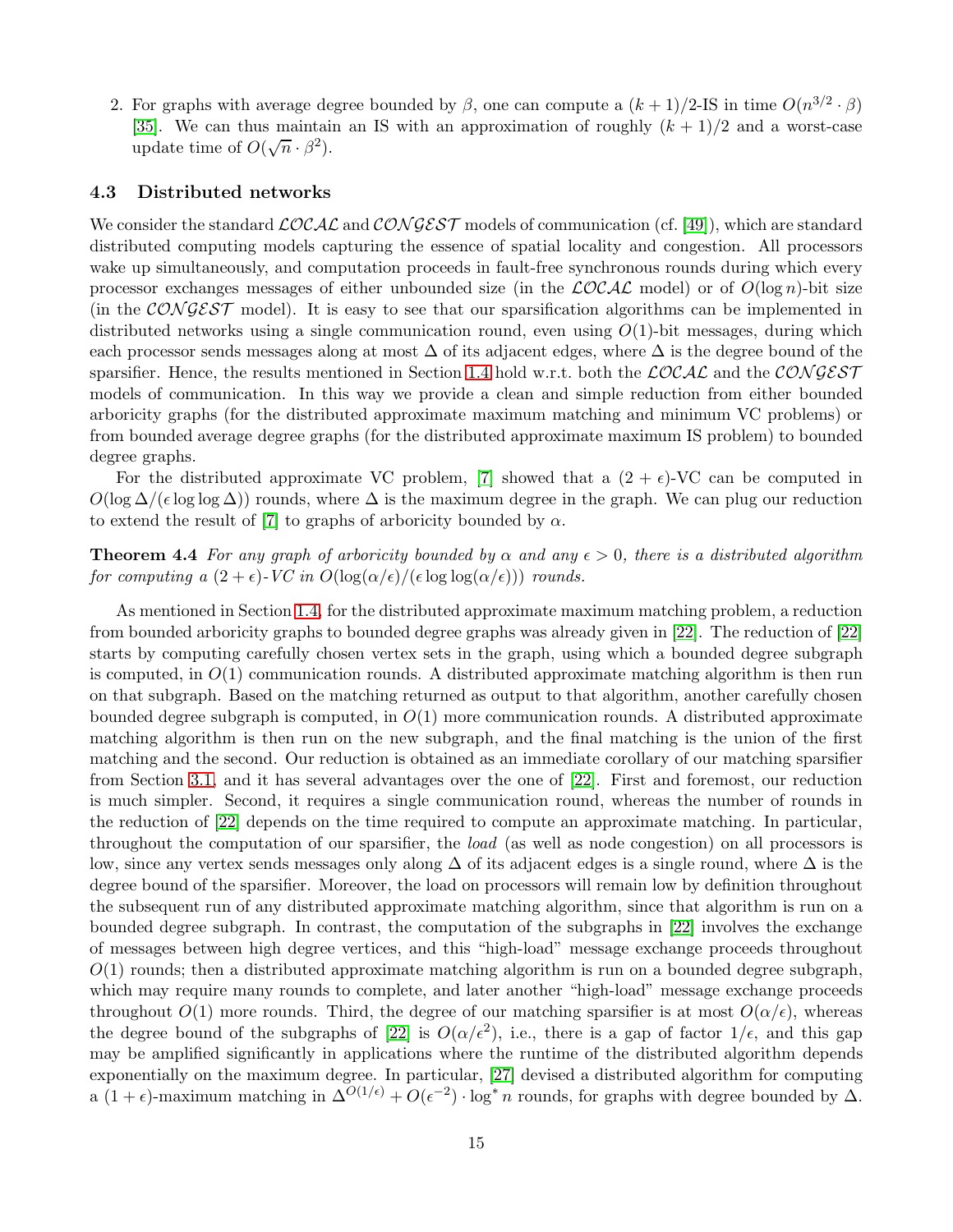2. For graphs with average degree bounded by $\beta$, one can compute a $(k+1)/2$-IS in time $O(n^{3/2} \cdot \beta)$ [35]. We can thus maintain an IS with an approximation of roughly $(k+1)/2$ and a worst-case update time of $O(\sqrt{n} \cdot \beta^2)$.

### 4.3 Distributed networks

We consider the standard $\mathcal{LOCAL}$ and $\mathcal{CONGEST}$ models of communication (cf. [49]), which are standard distributed computing models capturing the essence of spatial locality and congestion. All processors wake up simultaneously, and computation proceeds in fault-free synchronous rounds during which every processor exchanges messages of either unbounded size (in the $\mathcal{LOCAL}$ model) or of $O(\log n)$-bit size (in the $\mathcal{CONGEST}$ model). It is easy to see that our sparsification algorithms can be implemented in distributed networks using a single communication round, even using $O(1)$-bit messages, during which each processor sends messages along at most $\Delta$ of its adjacent edges, where $\Delta$ is the degree bound of the sparsifier. Hence, the results mentioned in Section 1.4 hold w.r.t. both the $\mathcal{LOCAL}$ and the $\mathcal{CONGEST}$ models of communication. In this way we provide a clean and simple reduction from either bounded arboricity graphs (for the distributed approximate maximum matching and minimum VC problems) or from bounded average degree graphs (for the distributed approximate maximum IS problem) to bounded degree graphs.

For the distributed approximate VC problem, [7] showed that a $(2+\epsilon)$-VC can be computed in $O(\log \Delta/(\epsilon \log \log \Delta))$ rounds, where $\Delta$ is the maximum degree in the graph. We can plug our reduction to extend the result of [7] to graphs of arboricity bounded by $\alpha$.

**Theorem 4.4** *For any graph of arboricity bounded by $\alpha$ and any $\epsilon > 0$, there is a distributed algorithm for computing a $(2+\epsilon)$-VC in $O(\log(\alpha/\epsilon)/(\epsilon \log \log(\alpha/\epsilon)))$ rounds.*

As mentioned in Section 1.4, for the distributed approximate maximum matching problem, a reduction from bounded arboricity graphs to bounded degree graphs was already given in [22]. The reduction of [22] starts by computing carefully chosen vertex sets in the graph, using which a bounded degree subgraph is computed, in $O(1)$ communication rounds. A distributed approximate matching algorithm is then run on that subgraph. Based on the matching returned as output to that algorithm, another carefully chosen bounded degree subgraph is computed, in $O(1)$ more communication rounds. A distributed approximate matching algorithm is then run on the new subgraph, and the final matching is the union of the first matching and the second. Our reduction is obtained as an immediate corollary of our matching sparsifier from Section 3.1, and it has several advantages over the one of [22]. First and foremost, our reduction is much simpler. Second, it requires a single communication round, whereas the number of rounds in the reduction of [22] depends on the time required to compute an approximate matching. In particular, throughout the computation of our sparsifier, the *load* (as well as node congestion) on all processors is low, since any vertex sends messages only along $\Delta$ of its adjacent edges is a single round, where $\Delta$ is the degree bound of the sparsifier. Moreover, the load on processors will remain low by definition throughout the subsequent run of any distributed approximate matching algorithm, since that algorithm is run on a bounded degree subgraph. In contrast, the computation of the subgraphs in [22] involves the exchange of messages between high degree vertices, and this "high-load" message exchange proceeds throughout $O(1)$ rounds; then a distributed approximate matching algorithm is run on a bounded degree subgraph, which may require many rounds to complete, and later another "high-load" message exchange proceeds throughout $O(1)$ more rounds. Third, the degree of our matching sparsifier is at most $O(\alpha/\epsilon)$, whereas the degree bound of the subgraphs of [22] is $O(\alpha/\epsilon^2)$, i.e., there is a gap of factor $1/\epsilon$, and this gap may be amplified significantly in applications where the runtime of the distributed algorithm depends exponentially on the maximum degree. In particular, [27] devised a distributed algorithm for computing a $(1+\epsilon)$-maximum matching in $\Delta^{O(1/\epsilon)} + O(\epsilon^{-2}) \cdot \log^* n$ rounds, for graphs with degree bounded by $\Delta$.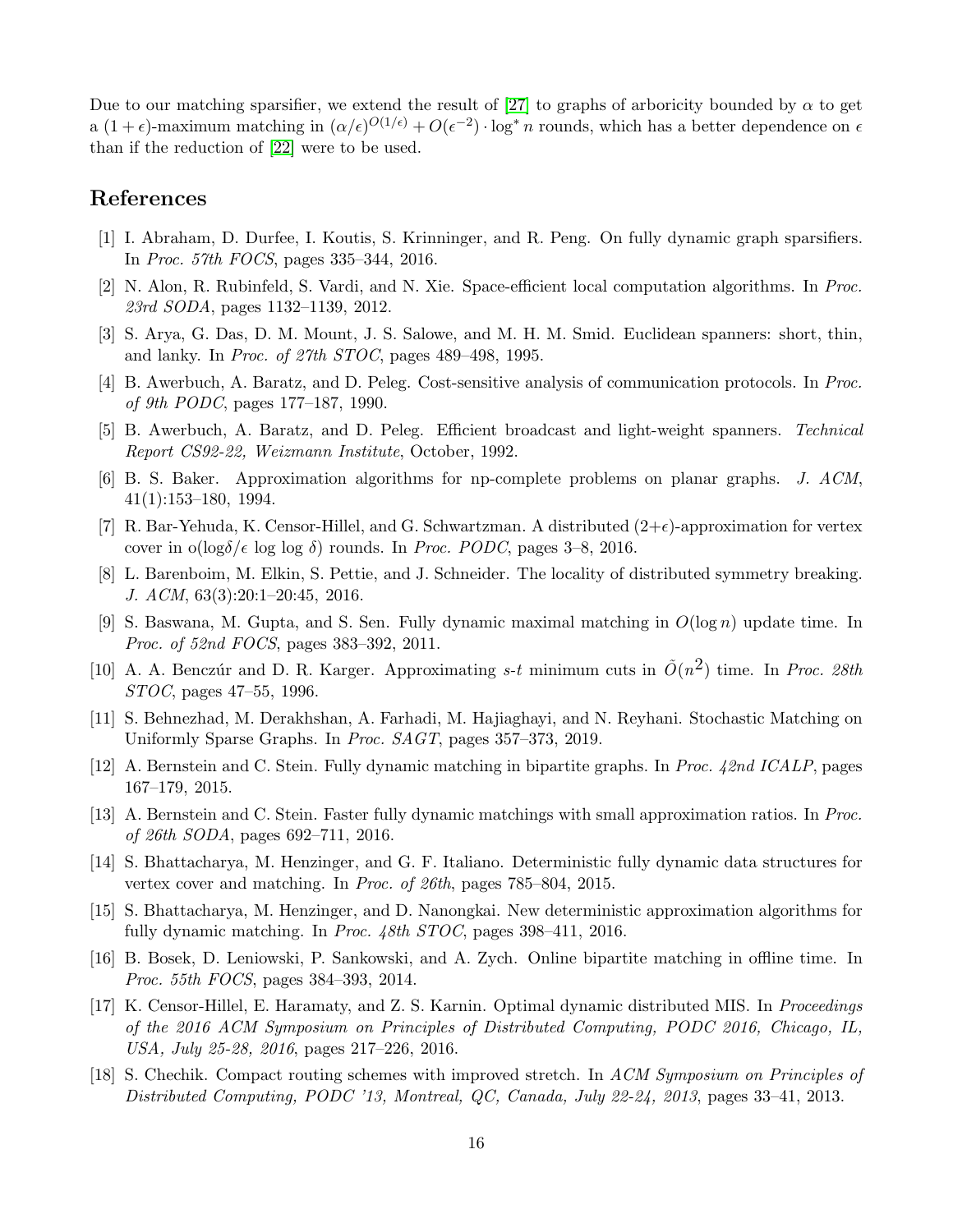Due to our matching sparsifier, we extend the result of [27] to graphs of arboricity bounded by $\alpha$ to get a $(1+\epsilon)$-maximum matching in $(\alpha/\epsilon)^{O(1/\epsilon)} + O(\epsilon^{-2}) \cdot \log^* n$ rounds, which has a better dependence on $\epsilon$ than if the reduction of [22] were to be used.

## References

[1] I. Abraham, D. Durfee, I. Koutis, S. Krinninger, and R. Peng. On fully dynamic graph sparsifiers. In *Proc. 57th FOCS*, pages 335–344, 2016.

[2] N. Alon, R. Rubinfeld, S. Vardi, and N. Xie. Space-efficient local computation algorithms. In *Proc. 23rd SODA*, pages 1132–1139, 2012.

[3] S. Arya, G. Das, D. M. Mount, J. S. Salowe, and M. H. M. Smid. Euclidean spanners: short, thin, and lanky. In *Proc. of 27th STOC*, pages 489–498, 1995.

[4] B. Awerbuch, A. Baratz, and D. Peleg. Cost-sensitive analysis of communication protocols. In *Proc. of 9th PODC*, pages 177–187, 1990.

[5] B. Awerbuch, A. Baratz, and D. Peleg. Efficient broadcast and light-weight spanners. *Technical Report CS92-22, Weizmann Institute*, October, 1992.

[6] B. S. Baker. Approximation algorithms for np-complete problems on planar graphs. *J. ACM*, 41(1):153–180, 1994.

[7] R. Bar-Yehuda, K. Censor-Hillel, and G. Schwartzman. A distributed $(2+\epsilon)$-approximation for vertex cover in o(log$\delta/\epsilon$ log log $\delta$) rounds. In *Proc. PODC*, pages 3–8, 2016.

[8] L. Barenboim, M. Elkin, S. Pettie, and J. Schneider. The locality of distributed symmetry breaking. *J. ACM*, 63(3):20:1–20:45, 2016.

[9] S. Baswana, M. Gupta, and S. Sen. Fully dynamic maximal matching in $O(\log n)$ update time. In *Proc. of 52nd FOCS*, pages 383–392, 2011.

[10] A. A. Benczúr and D. R. Karger. Approximating *s-t* minimum cuts in $\tilde{O}(n^2)$ time. In *Proc. 28th STOC*, pages 47–55, 1996.

[11] S. Behnezhad, M. Derakhshan, A. Farhadi, M. Hajiaghayi, and N. Reyhani. Stochastic Matching on Uniformly Sparse Graphs. In *Proc. SAGT*, pages 357–373, 2019.

[12] A. Bernstein and C. Stein. Fully dynamic matching in bipartite graphs. In *Proc. 42nd ICALP*, pages 167–179, 2015.

[13] A. Bernstein and C. Stein. Faster fully dynamic matchings with small approximation ratios. In *Proc. of 26th SODA*, pages 692–711, 2016.

[14] S. Bhattacharya, M. Henzinger, and G. F. Italiano. Deterministic fully dynamic data structures for vertex cover and matching. In *Proc. of 26th*, pages 785–804, 2015.

[15] S. Bhattacharya, M. Henzinger, and D. Nanongkai. New deterministic approximation algorithms for fully dynamic matching. In *Proc. 48th STOC*, pages 398–411, 2016.

[16] B. Bosek, D. Leniowski, P. Sankowski, and A. Zych. Online bipartite matching in offline time. In *Proc. 55th FOCS*, pages 384–393, 2014.

[17] K. Censor-Hillel, E. Haramaty, and Z. S. Karnin. Optimal dynamic distributed MIS. In *Proceedings of the 2016 ACM Symposium on Principles of Distributed Computing, PODC 2016, Chicago, IL, USA, July 25-28, 2016*, pages 217–226, 2016.

[18] S. Chechik. Compact routing schemes with improved stretch. In *ACM Symposium on Principles of Distributed Computing, PODC '13, Montreal, QC, Canada, July 22-24, 2013*, pages 33–41, 2013.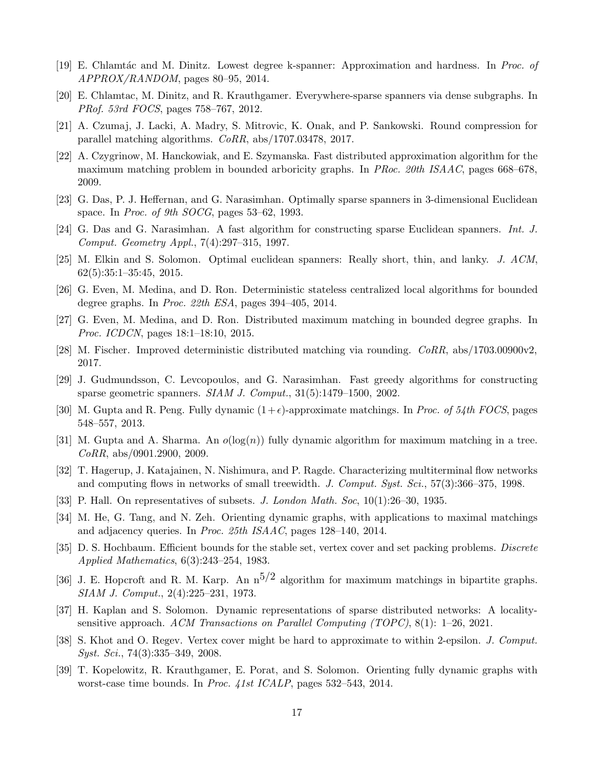[19] E. Chlamtác and M. Dinitz. Lowest degree k-spanner: Approximation and hardness. In *Proc. of APPROX/RANDOM*, pages 80–95, 2014.

[20] E. Chlamtac, M. Dinitz, and R. Krauthgamer. Everywhere-sparse spanners via dense subgraphs. In *PRof. 53rd FOCS*, pages 758–767, 2012.

[21] A. Czumaj, J. Lacki, A. Madry, S. Mitrovic, K. Onak, and P. Sankowski. Round compression for parallel matching algorithms. *CoRR*, abs/1707.03478, 2017.

[22] A. Czygrinow, M. Hanckowiak, and E. Szymanska. Fast distributed approximation algorithm for the maximum matching problem in bounded arboricity graphs. In *PRoc. 20th ISAAC*, pages 668–678, 2009.

[23] G. Das, P. J. Heffernan, and G. Narasimhan. Optimally sparse spanners in 3-dimensional Euclidean space. In *Proc. of 9th SOCG*, pages 53–62, 1993.

[24] G. Das and G. Narasimhan. A fast algorithm for constructing sparse Euclidean spanners. *Int. J. Comput. Geometry Appl.*, 7(4):297–315, 1997.

[25] M. Elkin and S. Solomon. Optimal euclidean spanners: Really short, thin, and lanky. *J. ACM*, 62(5):35:1–35:45, 2015.

[26] G. Even, M. Medina, and D. Ron. Deterministic stateless centralized local algorithms for bounded degree graphs. In *Proc. 22th ESA*, pages 394–405, 2014.

[27] G. Even, M. Medina, and D. Ron. Distributed maximum matching in bounded degree graphs. In *Proc. ICDCN*, pages 18:1–18:10, 2015.

[28] M. Fischer. Improved deterministic distributed matching via rounding. *CoRR*, abs/1703.00900v2, 2017.

[29] J. Gudmundsson, C. Levcopoulos, and G. Narasimhan. Fast greedy algorithms for constructing sparse geometric spanners. *SIAM J. Comput.*, 31(5):1479–1500, 2002.

[30] M. Gupta and R. Peng. Fully dynamic $(1+\epsilon)$-approximate matchings. In *Proc. of 54th FOCS*, pages 548–557, 2013.

[31] M. Gupta and A. Sharma. An $o(\log(n))$ fully dynamic algorithm for maximum matching in a tree. *CoRR*, abs/0901.2900, 2009.

[32] T. Hagerup, J. Katajainen, N. Nishimura, and P. Ragde. Characterizing multiterminal flow networks and computing flows in networks of small treewidth. *J. Comput. Syst. Sci.*, 57(3):366–375, 1998.

[33] P. Hall. On representatives of subsets. *J. London Math. Soc*, 10(1):26–30, 1935.

[34] M. He, G. Tang, and N. Zeh. Orienting dynamic graphs, with applications to maximal matchings and adjacency queries. In *Proc. 25th ISAAC*, pages 128–140, 2014.

[35] D. S. Hochbaum. Efficient bounds for the stable set, vertex cover and set packing problems. *Discrete Applied Mathematics*, 6(3):243–254, 1983.

[36] J. E. Hopcroft and R. M. Karp. An $n^{5/2}$ algorithm for maximum matchings in bipartite graphs. *SIAM J. Comput.*, 2(4):225–231, 1973.

[37] H. Kaplan and S. Solomon. Dynamic representations of sparse distributed networks: A locality-sensitive approach. *ACM Transactions on Parallel Computing (TOPC)*, 8(1): 1–26, 2021.

[38] S. Khot and O. Regev. Vertex cover might be hard to approximate to within 2-epsilon. *J. Comput. Syst. Sci.*, 74(3):335–349, 2008.

[39] T. Kopelowitz, R. Krauthgamer, E. Porat, and S. Solomon. Orienting fully dynamic graphs with worst-case time bounds. In *Proc. 41st ICALP*, pages 532–543, 2014.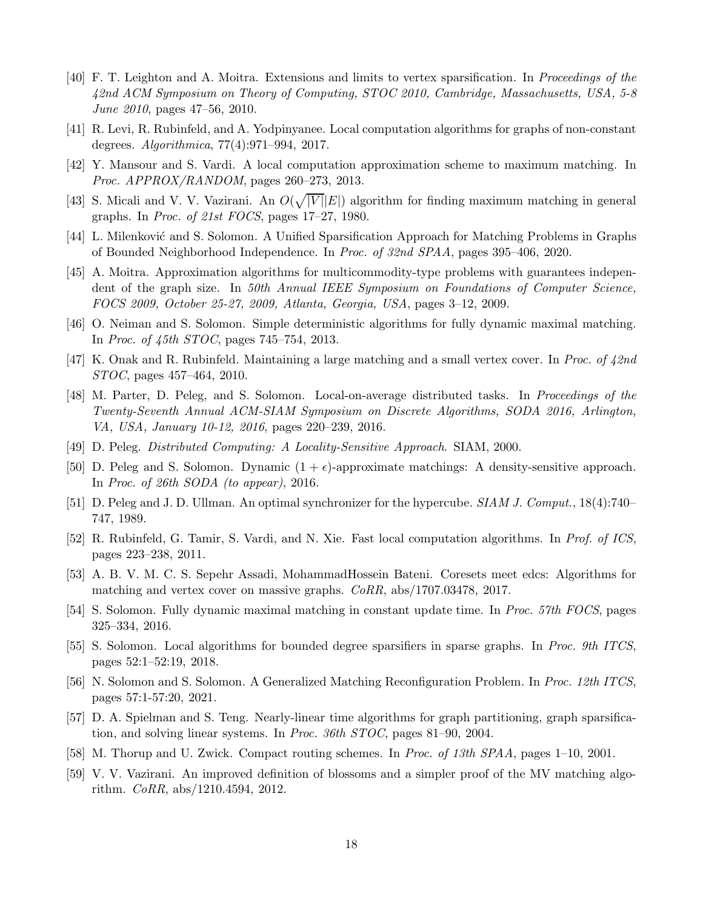[40] F. T. Leighton and A. Moitra. Extensions and limits to vertex sparsification. In *Proceedings of the 42nd ACM Symposium on Theory of Computing, STOC 2010, Cambridge, Massachusetts, USA, 5-8 June 2010*, pages 47–56, 2010.

[41] R. Levi, R. Rubinfeld, and A. Yodpinyanee. Local computation algorithms for graphs of non-constant degrees. *Algorithmica*, 77(4):971–994, 2017.

[42] Y. Mansour and S. Vardi. A local computation approximation scheme to maximum matching. In *Proc. APPROX/RANDOM*, pages 260–273, 2013.

[43] S. Micali and V. V. Vazirani. An $O(\sqrt{|V|}|E|)$ algorithm for finding maximum matching in general graphs. In *Proc. of 21st FOCS*, pages 17–27, 1980.

[44] L. Milenković and S. Solomon. A Unified Sparsification Approach for Matching Problems in Graphs of Bounded Neighborhood Independence. In *Proc. of 32nd SPAA*, pages 395–406, 2020.

[45] A. Moitra. Approximation algorithms for multicommodity-type problems with guarantees independent of the graph size. In *50th Annual IEEE Symposium on Foundations of Computer Science, FOCS 2009, October 25-27, 2009, Atlanta, Georgia, USA*, pages 3–12, 2009.

[46] O. Neiman and S. Solomon. Simple deterministic algorithms for fully dynamic maximal matching. In *Proc. of 45th STOC*, pages 745–754, 2013.

[47] K. Onak and R. Rubinfeld. Maintaining a large matching and a small vertex cover. In *Proc. of 42nd STOC*, pages 457–464, 2010.

[48] M. Parter, D. Peleg, and S. Solomon. Local-on-average distributed tasks. In *Proceedings of the Twenty-Seventh Annual ACM-SIAM Symposium on Discrete Algorithms, SODA 2016, Arlington, VA, USA, January 10-12, 2016*, pages 220–239, 2016.

[49] D. Peleg. *Distributed Computing: A Locality-Sensitive Approach*. SIAM, 2000.

[50] D. Peleg and S. Solomon. Dynamic $(1 + \epsilon)$-approximate matchings: A density-sensitive approach. In *Proc. of 26th SODA (to appear)*, 2016.

[51] D. Peleg and J. D. Ullman. An optimal synchronizer for the hypercube. *SIAM J. Comput.*, 18(4):740–747, 1989.

[52] R. Rubinfeld, G. Tamir, S. Vardi, and N. Xie. Fast local computation algorithms. In *Prof. of ICS*, pages 223–238, 2011.

[53] A. B. V. M. C. S. Sepehr Assadi, MohammadHossein Bateni. Coresets meet edcs: Algorithms for matching and vertex cover on massive graphs. *CoRR*, abs/1707.03478, 2017.

[54] S. Solomon. Fully dynamic maximal matching in constant update time. In *Proc. 57th FOCS*, pages 325–334, 2016.

[55] S. Solomon. Local algorithms for bounded degree sparsifiers in sparse graphs. In *Proc. 9th ITCS*, pages 52:1–52:19, 2018.

[56] N. Solomon and S. Solomon. A Generalized Matching Reconfiguration Problem. In *Proc. 12th ITCS*, pages 57:1-57:20, 2021.

[57] D. A. Spielman and S. Teng. Nearly-linear time algorithms for graph partitioning, graph sparsification, and solving linear systems. In *Proc. 36th STOC*, pages 81–90, 2004.

[58] M. Thorup and U. Zwick. Compact routing schemes. In *Proc. of 13th SPAA*, pages 1–10, 2001.

[59] V. V. Vazirani. An improved definition of blossoms and a simpler proof of the MV matching algorithm. *CoRR*, abs/1210.4594, 2012.